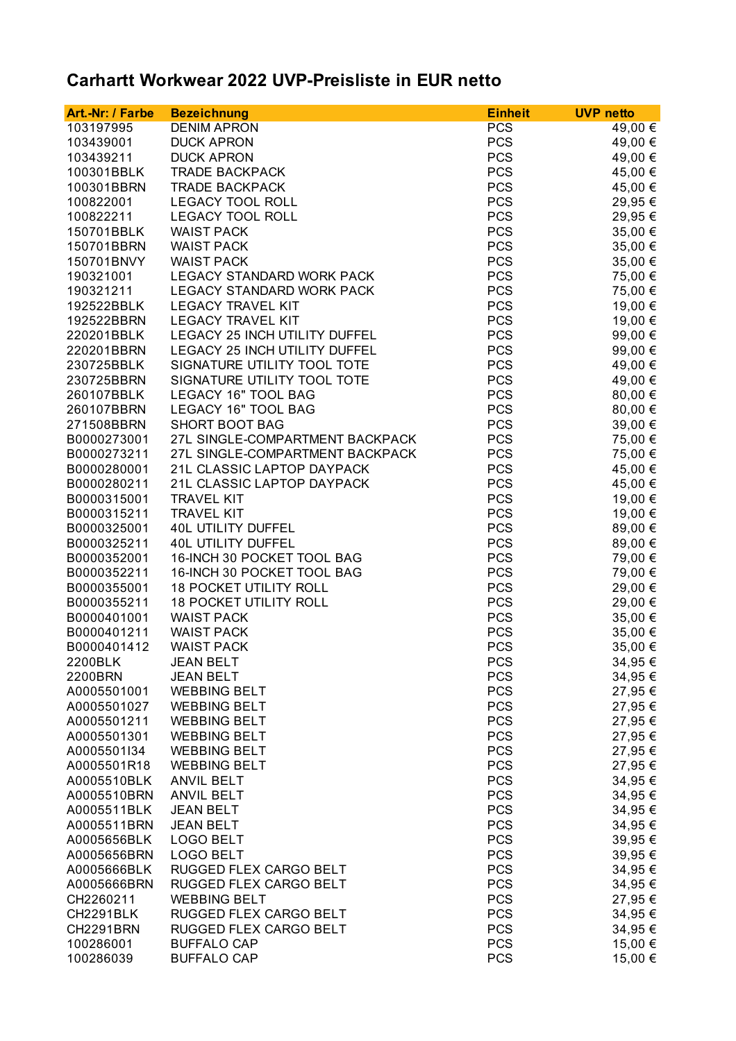# Carhartt Workwear 2022 UVP-Preisliste in EUR netto

| Art.-Nr: / Farbe | Bezeichnung | Einheit | UVP netto |
|---|---|---|---|
| 103197995 | DENIM APRON | PCS | 49,00 € |
| 103439001 | DUCK APRON | PCS | 49,00 € |
| 103439211 | DUCK APRON | PCS | 49,00 € |
| 100301BBLK | TRADE BACKPACK | PCS | 45,00 € |
| 100301BBRN | TRADE BACKPACK | PCS | 45,00 € |
| 100822001 | LEGACY TOOL ROLL | PCS | 29,95 € |
| 100822211 | LEGACY TOOL ROLL | PCS | 29,95 € |
| 150701BBLK | WAIST PACK | PCS | 35,00 € |
| 150701BBRN | WAIST PACK | PCS | 35,00 € |
| 150701BNVY | WAIST PACK | PCS | 35,00 € |
| 190321001 | LEGACY STANDARD WORK PACK | PCS | 75,00 € |
| 190321211 | LEGACY STANDARD WORK PACK | PCS | 75,00 € |
| 192522BBLK | LEGACY TRAVEL KIT | PCS | 19,00 € |
| 192522BBRN | LEGACY TRAVEL KIT | PCS | 19,00 € |
| 220201BBLK | LEGACY 25 INCH UTILITY DUFFEL | PCS | 99,00 € |
| 220201BBRN | LEGACY 25 INCH UTILITY DUFFEL | PCS | 99,00 € |
| 230725BBLK | SIGNATURE UTILITY TOOL TOTE | PCS | 49,00 € |
| 230725BBRN | SIGNATURE UTILITY TOOL TOTE | PCS | 49,00 € |
| 260107BBLK | LEGACY 16" TOOL BAG | PCS | 80,00 € |
| 260107BBRN | LEGACY 16" TOOL BAG | PCS | 80,00 € |
| 271508BBRN | SHORT BOOT BAG | PCS | 39,00 € |
| B0000273001 | 27L SINGLE-COMPARTMENT BACKPACK | PCS | 75,00 € |
| B0000273211 | 27L SINGLE-COMPARTMENT BACKPACK | PCS | 75,00 € |
| B0000280001 | 21L CLASSIC LAPTOP DAYPACK | PCS | 45,00 € |
| B0000280211 | 21L CLASSIC LAPTOP DAYPACK | PCS | 45,00 € |
| B0000315001 | TRAVEL KIT | PCS | 19,00 € |
| B0000315211 | TRAVEL KIT | PCS | 19,00 € |
| B0000325001 | 40L UTILITY DUFFEL | PCS | 89,00 € |
| B0000325211 | 40L UTILITY DUFFEL | PCS | 89,00 € |
| B0000352001 | 16-INCH 30 POCKET TOOL BAG | PCS | 79,00 € |
| B0000352211 | 16-INCH 30 POCKET TOOL BAG | PCS | 79,00 € |
| B0000355001 | 18 POCKET UTILITY ROLL | PCS | 29,00 € |
| B0000355211 | 18 POCKET UTILITY ROLL | PCS | 29,00 € |
| B0000401001 | WAIST PACK | PCS | 35,00 € |
| B0000401211 | WAIST PACK | PCS | 35,00 € |
| B0000401412 | WAIST PACK | PCS | 35,00 € |
| 2200BLK | JEAN BELT | PCS | 34,95 € |
| 2200BRN | JEAN BELT | PCS | 34,95 € |
| A0005501001 | WEBBING BELT | PCS | 27,95 € |
| A0005501027 | WEBBING BELT | PCS | 27,95 € |
| A0005501211 | WEBBING BELT | PCS | 27,95 € |
| A0005501301 | WEBBING BELT | PCS | 27,95 € |
| A0005501I34 | WEBBING BELT | PCS | 27,95 € |
| A0005501R18 | WEBBING BELT | PCS | 27,95 € |
| A0005510BLK | ANVIL BELT | PCS | 34,95 € |
| A0005510BRN | ANVIL BELT | PCS | 34,95 € |
| A0005511BLK | JEAN BELT | PCS | 34,95 € |
| A0005511BRN | JEAN BELT | PCS | 34,95 € |
| A0005656BLK | LOGO BELT | PCS | 39,95 € |
| A0005656BRN | LOGO BELT | PCS | 39,95 € |
| A0005666BLK | RUGGED FLEX CARGO BELT | PCS | 34,95 € |
| A0005666BRN | RUGGED FLEX CARGO BELT | PCS | 34,95 € |
| CH2260211 | WEBBING BELT | PCS | 27,95 € |
| CH2291BLK | RUGGED FLEX CARGO BELT | PCS | 34,95 € |
| CH2291BRN | RUGGED FLEX CARGO BELT | PCS | 34,95 € |
| 100286001 | BUFFALO CAP | PCS | 15,00 € |
| 100286039 | BUFFALO CAP | PCS | 15,00 € |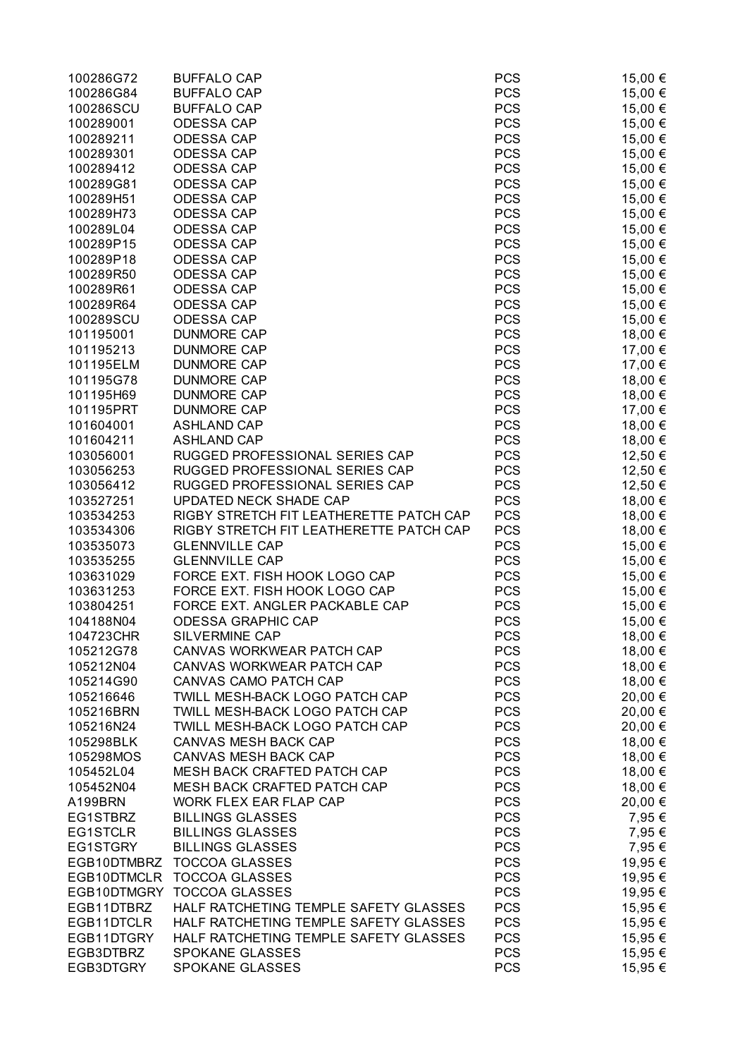| | | | |
|---|---|---|---|
| 100286G72 | BUFFALO CAP | PCS | 15,00 € |
| 100286G84 | BUFFALO CAP | PCS | 15,00 € |
| 100286SCU | BUFFALO CAP | PCS | 15,00 € |
| 100289001 | ODESSA CAP | PCS | 15,00 € |
| 100289211 | ODESSA CAP | PCS | 15,00 € |
| 100289301 | ODESSA CAP | PCS | 15,00 € |
| 100289412 | ODESSA CAP | PCS | 15,00 € |
| 100289G81 | ODESSA CAP | PCS | 15,00 € |
| 100289H51 | ODESSA CAP | PCS | 15,00 € |
| 100289H73 | ODESSA CAP | PCS | 15,00 € |
| 100289L04 | ODESSA CAP | PCS | 15,00 € |
| 100289P15 | ODESSA CAP | PCS | 15,00 € |
| 100289P18 | ODESSA CAP | PCS | 15,00 € |
| 100289R50 | ODESSA CAP | PCS | 15,00 € |
| 100289R61 | ODESSA CAP | PCS | 15,00 € |
| 100289R64 | ODESSA CAP | PCS | 15,00 € |
| 100289SCU | ODESSA CAP | PCS | 15,00 € |
| 101195001 | DUNMORE CAP | PCS | 18,00 € |
| 101195213 | DUNMORE CAP | PCS | 17,00 € |
| 101195ELM | DUNMORE CAP | PCS | 17,00 € |
| 101195G78 | DUNMORE CAP | PCS | 18,00 € |
| 101195H69 | DUNMORE CAP | PCS | 18,00 € |
| 101195PRT | DUNMORE CAP | PCS | 17,00 € |
| 101604001 | ASHLAND CAP | PCS | 18,00 € |
| 101604211 | ASHLAND CAP | PCS | 18,00 € |
| 103056001 | RUGGED PROFESSIONAL SERIES CAP | PCS | 12,50 € |
| 103056253 | RUGGED PROFESSIONAL SERIES CAP | PCS | 12,50 € |
| 103056412 | RUGGED PROFESSIONAL SERIES CAP | PCS | 12,50 € |
| 103527251 | UPDATED NECK SHADE CAP | PCS | 18,00 € |
| 103534253 | RIGBY STRETCH FIT LEATHERETTE PATCH CAP | PCS | 18,00 € |
| 103534306 | RIGBY STRETCH FIT LEATHERETTE PATCH CAP | PCS | 18,00 € |
| 103535073 | GLENNVILLE CAP | PCS | 15,00 € |
| 103535255 | GLENNVILLE CAP | PCS | 15,00 € |
| 103631029 | FORCE EXT. FISH HOOK LOGO CAP | PCS | 15,00 € |
| 103631253 | FORCE EXT. FISH HOOK LOGO CAP | PCS | 15,00 € |
| 103804251 | FORCE EXT. ANGLER PACKABLE CAP | PCS | 15,00 € |
| 104188N04 | ODESSA GRAPHIC CAP | PCS | 15,00 € |
| 104723CHR | SILVERMINE CAP | PCS | 18,00 € |
| 105212G78 | CANVAS WORKWEAR PATCH CAP | PCS | 18,00 € |
| 105212N04 | CANVAS WORKWEAR PATCH CAP | PCS | 18,00 € |
| 105214G90 | CANVAS CAMO PATCH CAP | PCS | 18,00 € |
| 105216646 | TWILL MESH-BACK LOGO PATCH CAP | PCS | 20,00 € |
| 105216BRN | TWILL MESH-BACK LOGO PATCH CAP | PCS | 20,00 € |
| 105216N24 | TWILL MESH-BACK LOGO PATCH CAP | PCS | 20,00 € |
| 105298BLK | CANVAS MESH BACK CAP | PCS | 18,00 € |
| 105298MOS | CANVAS MESH BACK CAP | PCS | 18,00 € |
| 105452L04 | MESH BACK CRAFTED PATCH CAP | PCS | 18,00 € |
| 105452N04 | MESH BACK CRAFTED PATCH CAP | PCS | 18,00 € |
| A199BRN | WORK FLEX EAR FLAP CAP | PCS | 20,00 € |
| EG1STBRZ | BILLINGS GLASSES | PCS | 7,95 € |
| EG1STCLR | BILLINGS GLASSES | PCS | 7,95 € |
| EG1STGRY | BILLINGS GLASSES | PCS | 7,95 € |
| EGB10DTMBRZ | TOCCOA GLASSES | PCS | 19,95 € |
| EGB10DTMCLR | TOCCOA GLASSES | PCS | 19,95 € |
| EGB10DTMGRY | TOCCOA GLASSES | PCS | 19,95 € |
| EGB11DTBRZ | HALF RATCHETING TEMPLE SAFETY GLASSES | PCS | 15,95 € |
| EGB11DTCLR | HALF RATCHETING TEMPLE SAFETY GLASSES | PCS | 15,95 € |
| EGB11DTGRY | HALF RATCHETING TEMPLE SAFETY GLASSES | PCS | 15,95 € |
| EGB3DTBRZ | SPOKANE GLASSES | PCS | 15,95 € |
| EGB3DTGRY | SPOKANE GLASSES | PCS | 15,95 € |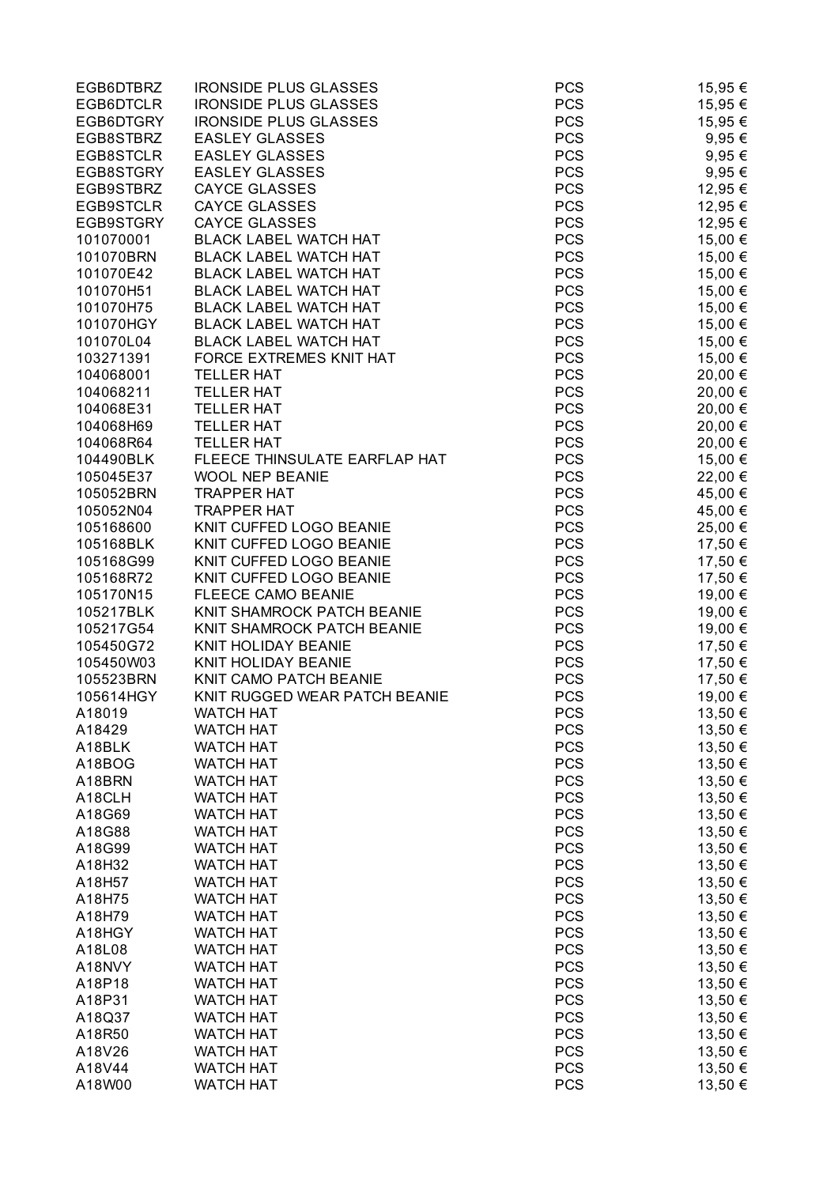| | | | |
|---|---|---|---|
| EGB6DTBRZ | IRONSIDE PLUS GLASSES | PCS | 15,95 € |
| EGB6DTCLR | IRONSIDE PLUS GLASSES | PCS | 15,95 € |
| EGB6DTGRY | IRONSIDE PLUS GLASSES | PCS | 15,95 € |
| EGB8STBRZ | EASLEY GLASSES | PCS | 9,95 € |
| EGB8STCLR | EASLEY GLASSES | PCS | 9,95 € |
| EGB8STGRY | EASLEY GLASSES | PCS | 9,95 € |
| EGB9STBRZ | CAYCE GLASSES | PCS | 12,95 € |
| EGB9STCLR | CAYCE GLASSES | PCS | 12,95 € |
| EGB9STGRY | CAYCE GLASSES | PCS | 12,95 € |
| 101070001 | BLACK LABEL WATCH HAT | PCS | 15,00 € |
| 101070BRN | BLACK LABEL WATCH HAT | PCS | 15,00 € |
| 101070E42 | BLACK LABEL WATCH HAT | PCS | 15,00 € |
| 101070H51 | BLACK LABEL WATCH HAT | PCS | 15,00 € |
| 101070H75 | BLACK LABEL WATCH HAT | PCS | 15,00 € |
| 101070HGY | BLACK LABEL WATCH HAT | PCS | 15,00 € |
| 101070L04 | BLACK LABEL WATCH HAT | PCS | 15,00 € |
| 103271391 | FORCE EXTREMES KNIT HAT | PCS | 15,00 € |
| 104068001 | TELLER HAT | PCS | 20,00 € |
| 104068211 | TELLER HAT | PCS | 20,00 € |
| 104068E31 | TELLER HAT | PCS | 20,00 € |
| 104068H69 | TELLER HAT | PCS | 20,00 € |
| 104068R64 | TELLER HAT | PCS | 20,00 € |
| 104490BLK | FLEECE THINSULATE EARFLAP HAT | PCS | 15,00 € |
| 105045E37 | WOOL NEP BEANIE | PCS | 22,00 € |
| 105052BRN | TRAPPER HAT | PCS | 45,00 € |
| 105052N04 | TRAPPER HAT | PCS | 45,00 € |
| 105168600 | KNIT CUFFED LOGO BEANIE | PCS | 25,00 € |
| 105168BLK | KNIT CUFFED LOGO BEANIE | PCS | 17,50 € |
| 105168G99 | KNIT CUFFED LOGO BEANIE | PCS | 17,50 € |
| 105168R72 | KNIT CUFFED LOGO BEANIE | PCS | 17,50 € |
| 105170N15 | FLEECE CAMO BEANIE | PCS | 19,00 € |
| 105217BLK | KNIT SHAMROCK PATCH BEANIE | PCS | 19,00 € |
| 105217G54 | KNIT SHAMROCK PATCH BEANIE | PCS | 19,00 € |
| 105450G72 | KNIT HOLIDAY BEANIE | PCS | 17,50 € |
| 105450W03 | KNIT HOLIDAY BEANIE | PCS | 17,50 € |
| 105523BRN | KNIT CAMO PATCH BEANIE | PCS | 17,50 € |
| 105614HGY | KNIT RUGGED WEAR PATCH BEANIE | PCS | 19,00 € |
| A18019 | WATCH HAT | PCS | 13,50 € |
| A18429 | WATCH HAT | PCS | 13,50 € |
| A18BLK | WATCH HAT | PCS | 13,50 € |
| A18BOG | WATCH HAT | PCS | 13,50 € |
| A18BRN | WATCH HAT | PCS | 13,50 € |
| A18CLH | WATCH HAT | PCS | 13,50 € |
| A18G69 | WATCH HAT | PCS | 13,50 € |
| A18G88 | WATCH HAT | PCS | 13,50 € |
| A18G99 | WATCH HAT | PCS | 13,50 € |
| A18H32 | WATCH HAT | PCS | 13,50 € |
| A18H57 | WATCH HAT | PCS | 13,50 € |
| A18H75 | WATCH HAT | PCS | 13,50 € |
| A18H79 | WATCH HAT | PCS | 13,50 € |
| A18HGY | WATCH HAT | PCS | 13,50 € |
| A18L08 | WATCH HAT | PCS | 13,50 € |
| A18NVY | WATCH HAT | PCS | 13,50 € |
| A18P18 | WATCH HAT | PCS | 13,50 € |
| A18P31 | WATCH HAT | PCS | 13,50 € |
| A18Q37 | WATCH HAT | PCS | 13,50 € |
| A18R50 | WATCH HAT | PCS | 13,50 € |
| A18V26 | WATCH HAT | PCS | 13,50 € |
| A18V44 | WATCH HAT | PCS | 13,50 € |
| A18W00 | WATCH HAT | PCS | 13,50 € |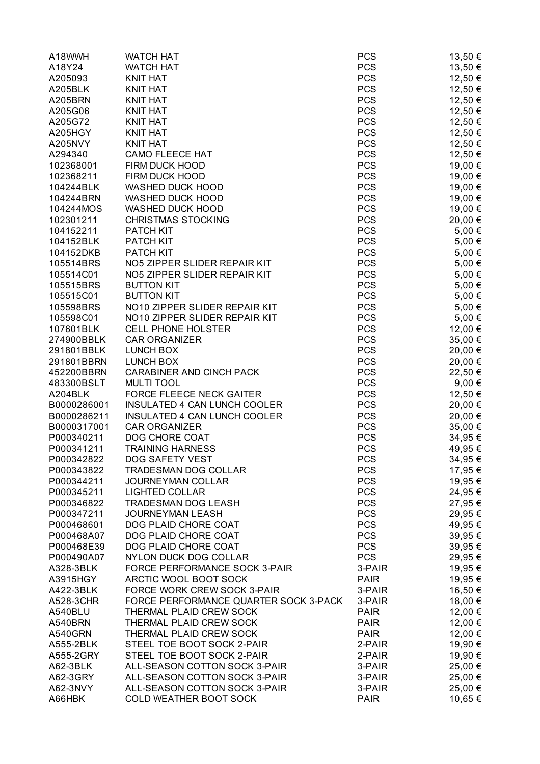| | | | |
|---|---|---|---|
| A18WWH | WATCH HAT | PCS | 13,50 € |
| A18Y24 | WATCH HAT | PCS | 13,50 € |
| A205093 | KNIT HAT | PCS | 12,50 € |
| A205BLK | KNIT HAT | PCS | 12,50 € |
| A205BRN | KNIT HAT | PCS | 12,50 € |
| A205G06 | KNIT HAT | PCS | 12,50 € |
| A205G72 | KNIT HAT | PCS | 12,50 € |
| A205HGY | KNIT HAT | PCS | 12,50 € |
| A205NVY | KNIT HAT | PCS | 12,50 € |
| A294340 | CAMO FLEECE HAT | PCS | 12,50 € |
| 102368001 | FIRM DUCK HOOD | PCS | 19,00 € |
| 102368211 | FIRM DUCK HOOD | PCS | 19,00 € |
| 104244BLK | WASHED DUCK HOOD | PCS | 19,00 € |
| 104244BRN | WASHED DUCK HOOD | PCS | 19,00 € |
| 104244MOS | WASHED DUCK HOOD | PCS | 19,00 € |
| 102301211 | CHRISTMAS STOCKING | PCS | 20,00 € |
| 104152211 | PATCH KIT | PCS | 5,00 € |
| 104152BLK | PATCH KIT | PCS | 5,00 € |
| 104152DKB | PATCH KIT | PCS | 5,00 € |
| 105514BRS | NO5 ZIPPER SLIDER REPAIR KIT | PCS | 5,00 € |
| 105514C01 | NO5 ZIPPER SLIDER REPAIR KIT | PCS | 5,00 € |
| 105515BRS | BUTTON KIT | PCS | 5,00 € |
| 105515C01 | BUTTON KIT | PCS | 5,00 € |
| 105598BRS | NO10 ZIPPER SLIDER REPAIR KIT | PCS | 5,00 € |
| 105598C01 | NO10 ZIPPER SLIDER REPAIR KIT | PCS | 5,00 € |
| 107601BLK | CELL PHONE HOLSTER | PCS | 12,00 € |
| 274900BBLK | CAR ORGANIZER | PCS | 35,00 € |
| 291801BBLK | LUNCH BOX | PCS | 20,00 € |
| 291801BBRN | LUNCH BOX | PCS | 20,00 € |
| 452200BBRN | CARABINER AND CINCH PACK | PCS | 22,50 € |
| 483300BSLT | MULTI TOOL | PCS | 9,00 € |
| A204BLK | FORCE FLEECE NECK GAITER | PCS | 12,50 € |
| B0000286001 | INSULATED 4 CAN LUNCH COOLER | PCS | 20,00 € |
| B0000286211 | INSULATED 4 CAN LUNCH COOLER | PCS | 20,00 € |
| B0000317001 | CAR ORGANIZER | PCS | 35,00 € |
| P000340211 | DOG CHORE COAT | PCS | 34,95 € |
| P000341211 | TRAINING HARNESS | PCS | 49,95 € |
| P000342822 | DOG SAFETY VEST | PCS | 34,95 € |
| P000343822 | TRADESMAN DOG COLLAR | PCS | 17,95 € |
| P000344211 | JOURNEYMAN COLLAR | PCS | 19,95 € |
| P000345211 | LIGHTED COLLAR | PCS | 24,95 € |
| P000346822 | TRADESMAN DOG LEASH | PCS | 27,95 € |
| P000347211 | JOURNEYMAN LEASH | PCS | 29,95 € |
| P000468601 | DOG PLAID CHORE COAT | PCS | 49,95 € |
| P000468A07 | DOG PLAID CHORE COAT | PCS | 39,95 € |
| P000468E39 | DOG PLAID CHORE COAT | PCS | 39,95 € |
| P000490A07 | NYLON DUCK DOG COLLAR | PCS | 29,95 € |
| A328-3BLK | FORCE PERFORMANCE SOCK 3-PAIR | 3-PAIR | 19,95 € |
| A3915HGY | ARCTIC WOOL BOOT SOCK | PAIR | 19,95 € |
| A422-3BLK | FORCE WORK CREW SOCK 3-PAIR | 3-PAIR | 16,50 € |
| A528-3CHR | FORCE PERFORMANCE QUARTER SOCK 3-PACK | 3-PAIR | 18,00 € |
| A540BLU | THERMAL PLAID CREW SOCK | PAIR | 12,00 € |
| A540BRN | THERMAL PLAID CREW SOCK | PAIR | 12,00 € |
| A540GRN | THERMAL PLAID CREW SOCK | PAIR | 12,00 € |
| A555-2BLK | STEEL TOE BOOT SOCK 2-PAIR | 2-PAIR | 19,90 € |
| A555-2GRY | STEEL TOE BOOT SOCK 2-PAIR | 2-PAIR | 19,90 € |
| A62-3BLK | ALL-SEASON COTTON SOCK 3-PAIR | 3-PAIR | 25,00 € |
| A62-3GRY | ALL-SEASON COTTON SOCK 3-PAIR | 3-PAIR | 25,00 € |
| A62-3NVY | ALL-SEASON COTTON SOCK 3-PAIR | 3-PAIR | 25,00 € |
| A66HBK | COLD WEATHER BOOT SOCK | PAIR | 10,65 € |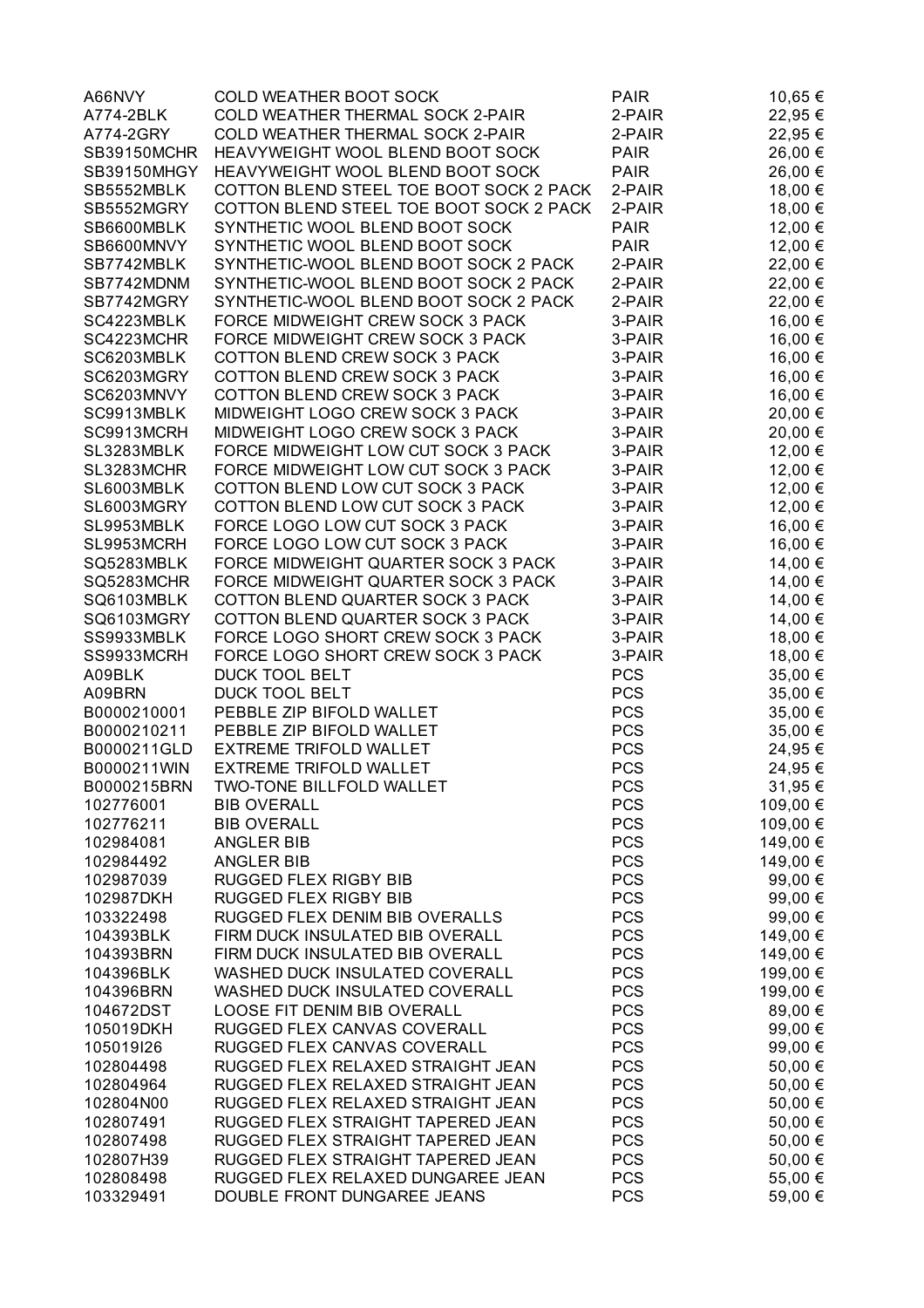| | | | |
|---|---|---|---|
| A66NVY | COLD WEATHER BOOT SOCK | PAIR | 10,65 € |
| A774-2BLK | COLD WEATHER THERMAL SOCK 2-PAIR | 2-PAIR | 22,95 € |
| A774-2GRY | COLD WEATHER THERMAL SOCK 2-PAIR | 2-PAIR | 22,95 € |
| SB39150MCHR | HEAVYWEIGHT WOOL BLEND BOOT SOCK | PAIR | 26,00 € |
| SB39150MHGY | HEAVYWEIGHT WOOL BLEND BOOT SOCK | PAIR | 26,00 € |
| SB5552MBLK | COTTON BLEND STEEL TOE BOOT SOCK 2 PACK | 2-PAIR | 18,00 € |
| SB5552MGRY | COTTON BLEND STEEL TOE BOOT SOCK 2 PACK | 2-PAIR | 18,00 € |
| SB6600MBLK | SYNTHETIC WOOL BLEND BOOT SOCK | PAIR | 12,00 € |
| SB6600MNVY | SYNTHETIC WOOL BLEND BOOT SOCK | PAIR | 12,00 € |
| SB7742MBLK | SYNTHETIC-WOOL BLEND BOOT SOCK 2 PACK | 2-PAIR | 22,00 € |
| SB7742MDNM | SYNTHETIC-WOOL BLEND BOOT SOCK 2 PACK | 2-PAIR | 22,00 € |
| SB7742MGRY | SYNTHETIC-WOOL BLEND BOOT SOCK 2 PACK | 2-PAIR | 22,00 € |
| SC4223MBLK | FORCE MIDWEIGHT CREW SOCK 3 PACK | 3-PAIR | 16,00 € |
| SC4223MCHR | FORCE MIDWEIGHT CREW SOCK 3 PACK | 3-PAIR | 16,00 € |
| SC6203MBLK | COTTON BLEND CREW SOCK 3 PACK | 3-PAIR | 16,00 € |
| SC6203MGRY | COTTON BLEND CREW SOCK 3 PACK | 3-PAIR | 16,00 € |
| SC6203MNVY | COTTON BLEND CREW SOCK 3 PACK | 3-PAIR | 16,00 € |
| SC9913MBLK | MIDWEIGHT LOGO CREW SOCK 3 PACK | 3-PAIR | 20,00 € |
| SC9913MCRH | MIDWEIGHT LOGO CREW SOCK 3 PACK | 3-PAIR | 20,00 € |
| SL3283MBLK | FORCE MIDWEIGHT LOW CUT SOCK 3 PACK | 3-PAIR | 12,00 € |
| SL3283MCHR | FORCE MIDWEIGHT LOW CUT SOCK 3 PACK | 3-PAIR | 12,00 € |
| SL6003MBLK | COTTON BLEND LOW CUT SOCK 3 PACK | 3-PAIR | 12,00 € |
| SL6003MGRY | COTTON BLEND LOW CUT SOCK 3 PACK | 3-PAIR | 12,00 € |
| SL9953MBLK | FORCE LOGO LOW CUT SOCK 3 PACK | 3-PAIR | 16,00 € |
| SL9953MCRH | FORCE LOGO LOW CUT SOCK 3 PACK | 3-PAIR | 16,00 € |
| SQ5283MBLK | FORCE MIDWEIGHT QUARTER SOCK 3 PACK | 3-PAIR | 14,00 € |
| SQ5283MCHR | FORCE MIDWEIGHT QUARTER SOCK 3 PACK | 3-PAIR | 14,00 € |
| SQ6103MBLK | COTTON BLEND QUARTER SOCK 3 PACK | 3-PAIR | 14,00 € |
| SQ6103MGRY | COTTON BLEND QUARTER SOCK 3 PACK | 3-PAIR | 14,00 € |
| SS9933MBLK | FORCE LOGO SHORT CREW SOCK 3 PACK | 3-PAIR | 18,00 € |
| SS9933MCRH | FORCE LOGO SHORT CREW SOCK 3 PACK | 3-PAIR | 18,00 € |
| A09BLK | DUCK TOOL BELT | PCS | 35,00 € |
| A09BRN | DUCK TOOL BELT | PCS | 35,00 € |
| B0000210001 | PEBBLE ZIP BIFOLD WALLET | PCS | 35,00 € |
| B0000210211 | PEBBLE ZIP BIFOLD WALLET | PCS | 35,00 € |
| B0000211GLD | EXTREME TRIFOLD WALLET | PCS | 24,95 € |
| B0000211WIN | EXTREME TRIFOLD WALLET | PCS | 24,95 € |
| B0000215BRN | TWO-TONE BILLFOLD WALLET | PCS | 31,95 € |
| 102776001 | BIB OVERALL | PCS | 109,00 € |
| 102776211 | BIB OVERALL | PCS | 109,00 € |
| 102984081 | ANGLER BIB | PCS | 149,00 € |
| 102984492 | ANGLER BIB | PCS | 149,00 € |
| 102987039 | RUGGED FLEX RIGBY BIB | PCS | 99,00 € |
| 102987DKH | RUGGED FLEX RIGBY BIB | PCS | 99,00 € |
| 103322498 | RUGGED FLEX DENIM BIB OVERALLS | PCS | 99,00 € |
| 104393BLK | FIRM DUCK INSULATED BIB OVERALL | PCS | 149,00 € |
| 104393BRN | FIRM DUCK INSULATED BIB OVERALL | PCS | 149,00 € |
| 104396BLK | WASHED DUCK INSULATED COVERALL | PCS | 199,00 € |
| 104396BRN | WASHED DUCK INSULATED COVERALL | PCS | 199,00 € |
| 104672DST | LOOSE FIT DENIM BIB OVERALL | PCS | 89,00 € |
| 105019DKH | RUGGED FLEX CANVAS COVERALL | PCS | 99,00 € |
| 105019I26 | RUGGED FLEX CANVAS COVERALL | PCS | 99,00 € |
| 102804498 | RUGGED FLEX RELAXED STRAIGHT JEAN | PCS | 50,00 € |
| 102804964 | RUGGED FLEX RELAXED STRAIGHT JEAN | PCS | 50,00 € |
| 102804N00 | RUGGED FLEX RELAXED STRAIGHT JEAN | PCS | 50,00 € |
| 102807491 | RUGGED FLEX STRAIGHT TAPERED JEAN | PCS | 50,00 € |
| 102807498 | RUGGED FLEX STRAIGHT TAPERED JEAN | PCS | 50,00 € |
| 102807H39 | RUGGED FLEX STRAIGHT TAPERED JEAN | PCS | 50,00 € |
| 102808498 | RUGGED FLEX RELAXED DUNGAREE JEAN | PCS | 55,00 € |
| 103329491 | DOUBLE FRONT DUNGAREE JEANS | PCS | 59,00 € |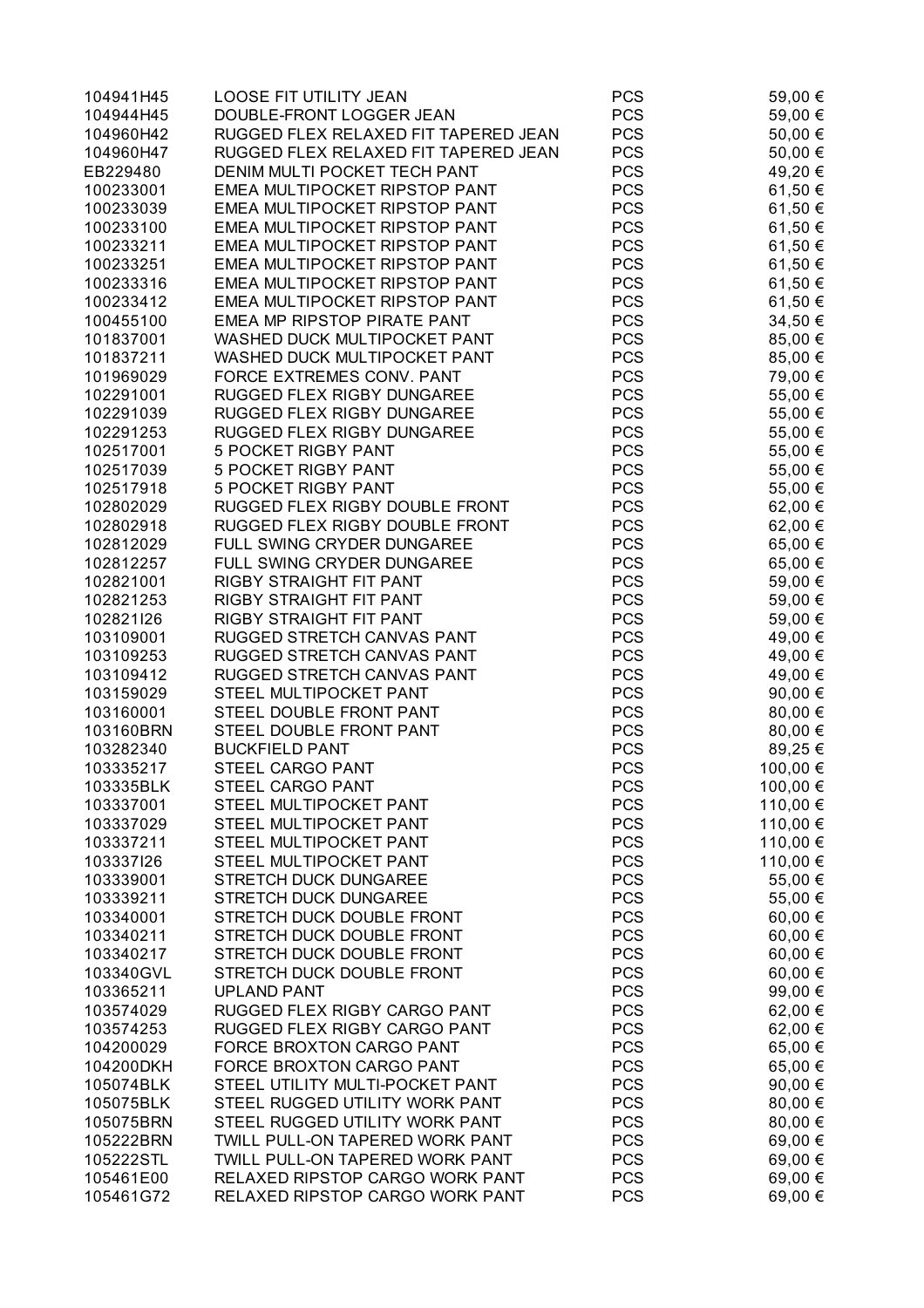| | | | |
|---|---|---|---|
| 104941H45 | LOOSE FIT UTILITY JEAN | PCS | 59,00 € |
| 104944H45 | DOUBLE-FRONT LOGGER JEAN | PCS | 59,00 € |
| 104960H42 | RUGGED FLEX RELAXED FIT TAPERED JEAN | PCS | 50,00 € |
| 104960H47 | RUGGED FLEX RELAXED FIT TAPERED JEAN | PCS | 50,00 € |
| EB229480 | DENIM MULTI POCKET TECH PANT | PCS | 49,20 € |
| 100233001 | EMEA MULTIPOCKET RIPSTOP PANT | PCS | 61,50 € |
| 100233039 | EMEA MULTIPOCKET RIPSTOP PANT | PCS | 61,50 € |
| 100233100 | EMEA MULTIPOCKET RIPSTOP PANT | PCS | 61,50 € |
| 100233211 | EMEA MULTIPOCKET RIPSTOP PANT | PCS | 61,50 € |
| 100233251 | EMEA MULTIPOCKET RIPSTOP PANT | PCS | 61,50 € |
| 100233316 | EMEA MULTIPOCKET RIPSTOP PANT | PCS | 61,50 € |
| 100233412 | EMEA MULTIPOCKET RIPSTOP PANT | PCS | 61,50 € |
| 100455100 | EMEA MP RIPSTOP PIRATE PANT | PCS | 34,50 € |
| 101837001 | WASHED DUCK MULTIPOCKET PANT | PCS | 85,00 € |
| 101837211 | WASHED DUCK MULTIPOCKET PANT | PCS | 85,00 € |
| 101969029 | FORCE EXTREMES CONV. PANT | PCS | 79,00 € |
| 102291001 | RUGGED FLEX RIGBY DUNGAREE | PCS | 55,00 € |
| 102291039 | RUGGED FLEX RIGBY DUNGAREE | PCS | 55,00 € |
| 102291253 | RUGGED FLEX RIGBY DUNGAREE | PCS | 55,00 € |
| 102517001 | 5 POCKET RIGBY PANT | PCS | 55,00 € |
| 102517039 | 5 POCKET RIGBY PANT | PCS | 55,00 € |
| 102517918 | 5 POCKET RIGBY PANT | PCS | 55,00 € |
| 102802029 | RUGGED FLEX RIGBY DOUBLE FRONT | PCS | 62,00 € |
| 102802918 | RUGGED FLEX RIGBY DOUBLE FRONT | PCS | 62,00 € |
| 102812029 | FULL SWING CRYDER DUNGAREE | PCS | 65,00 € |
| 102812257 | FULL SWING CRYDER DUNGAREE | PCS | 65,00 € |
| 102821001 | RIGBY STRAIGHT FIT PANT | PCS | 59,00 € |
| 102821253 | RIGBY STRAIGHT FIT PANT | PCS | 59,00 € |
| 102821I26 | RIGBY STRAIGHT FIT PANT | PCS | 59,00 € |
| 103109001 | RUGGED STRETCH CANVAS PANT | PCS | 49,00 € |
| 103109253 | RUGGED STRETCH CANVAS PANT | PCS | 49,00 € |
| 103109412 | RUGGED STRETCH CANVAS PANT | PCS | 49,00 € |
| 103159029 | STEEL MULTIPOCKET PANT | PCS | 90,00 € |
| 103160001 | STEEL DOUBLE FRONT PANT | PCS | 80,00 € |
| 103160BRN | STEEL DOUBLE FRONT PANT | PCS | 80,00 € |
| 103282340 | BUCKFIELD PANT | PCS | 89,25 € |
| 103335217 | STEEL CARGO PANT | PCS | 100,00 € |
| 103335BLK | STEEL CARGO PANT | PCS | 100,00 € |
| 103337001 | STEEL MULTIPOCKET PANT | PCS | 110,00 € |
| 103337029 | STEEL MULTIPOCKET PANT | PCS | 110,00 € |
| 103337211 | STEEL MULTIPOCKET PANT | PCS | 110,00 € |
| 103337I26 | STEEL MULTIPOCKET PANT | PCS | 110,00 € |
| 103339001 | STRETCH DUCK DUNGAREE | PCS | 55,00 € |
| 103339211 | STRETCH DUCK DUNGAREE | PCS | 55,00 € |
| 103340001 | STRETCH DUCK DOUBLE FRONT | PCS | 60,00 € |
| 103340211 | STRETCH DUCK DOUBLE FRONT | PCS | 60,00 € |
| 103340217 | STRETCH DUCK DOUBLE FRONT | PCS | 60,00 € |
| 103340GVL | STRETCH DUCK DOUBLE FRONT | PCS | 60,00 € |
| 103365211 | UPLAND PANT | PCS | 99,00 € |
| 103574029 | RUGGED FLEX RIGBY CARGO PANT | PCS | 62,00 € |
| 103574253 | RUGGED FLEX RIGBY CARGO PANT | PCS | 62,00 € |
| 104200029 | FORCE BROXTON CARGO PANT | PCS | 65,00 € |
| 104200DKH | FORCE BROXTON CARGO PANT | PCS | 65,00 € |
| 105074BLK | STEEL UTILITY MULTI-POCKET PANT | PCS | 90,00 € |
| 105075BLK | STEEL RUGGED UTILITY WORK PANT | PCS | 80,00 € |
| 105075BRN | STEEL RUGGED UTILITY WORK PANT | PCS | 80,00 € |
| 105222BRN | TWILL PULL-ON TAPERED WORK PANT | PCS | 69,00 € |
| 105222STL | TWILL PULL-ON TAPERED WORK PANT | PCS | 69,00 € |
| 105461E00 | RELAXED RIPSTOP CARGO WORK PANT | PCS | 69,00 € |
| 105461G72 | RELAXED RIPSTOP CARGO WORK PANT | PCS | 69,00 € |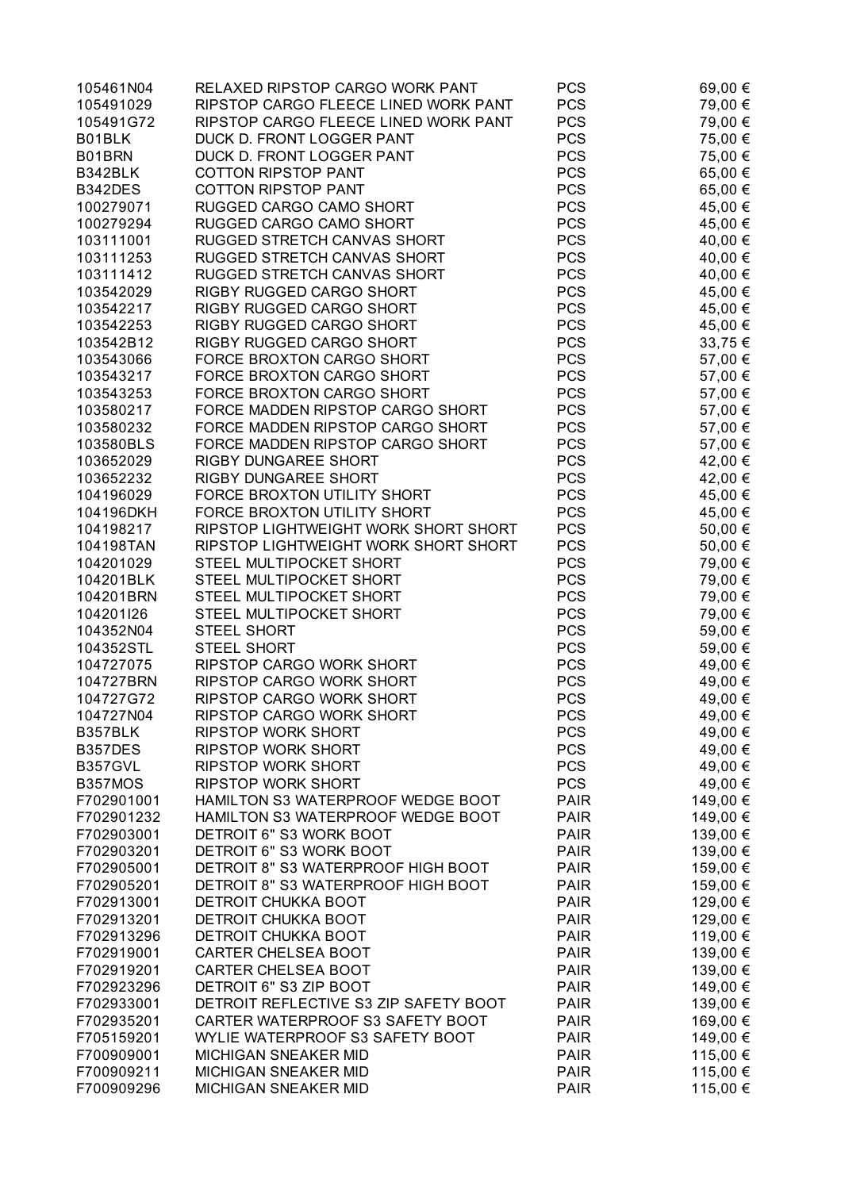| | | | |
|---|---|---|---|
| 105461N04 | RELAXED RIPSTOP CARGO WORK PANT | PCS | 69,00 € |
| 105491029 | RIPSTOP CARGO FLEECE LINED WORK PANT | PCS | 79,00 € |
| 105491G72 | RIPSTOP CARGO FLEECE LINED WORK PANT | PCS | 79,00 € |
| B01BLK | DUCK D. FRONT LOGGER PANT | PCS | 75,00 € |
| B01BRN | DUCK D. FRONT LOGGER PANT | PCS | 75,00 € |
| B342BLK | COTTON RIPSTOP PANT | PCS | 65,00 € |
| B342DES | COTTON RIPSTOP PANT | PCS | 65,00 € |
| 100279071 | RUGGED CARGO CAMO SHORT | PCS | 45,00 € |
| 100279294 | RUGGED CARGO CAMO SHORT | PCS | 45,00 € |
| 103111001 | RUGGED STRETCH CANVAS SHORT | PCS | 40,00 € |
| 103111253 | RUGGED STRETCH CANVAS SHORT | PCS | 40,00 € |
| 103111412 | RUGGED STRETCH CANVAS SHORT | PCS | 40,00 € |
| 103542029 | RIGBY RUGGED CARGO SHORT | PCS | 45,00 € |
| 103542217 | RIGBY RUGGED CARGO SHORT | PCS | 45,00 € |
| 103542253 | RIGBY RUGGED CARGO SHORT | PCS | 45,00 € |
| 103542B12 | RIGBY RUGGED CARGO SHORT | PCS | 33,75 € |
| 103543066 | FORCE BROXTON CARGO SHORT | PCS | 57,00 € |
| 103543217 | FORCE BROXTON CARGO SHORT | PCS | 57,00 € |
| 103543253 | FORCE BROXTON CARGO SHORT | PCS | 57,00 € |
| 103580217 | FORCE MADDEN RIPSTOP CARGO SHORT | PCS | 57,00 € |
| 103580232 | FORCE MADDEN RIPSTOP CARGO SHORT | PCS | 57,00 € |
| 103580BLS | FORCE MADDEN RIPSTOP CARGO SHORT | PCS | 57,00 € |
| 103652029 | RIGBY DUNGAREE SHORT | PCS | 42,00 € |
| 103652232 | RIGBY DUNGAREE SHORT | PCS | 42,00 € |
| 104196029 | FORCE BROXTON UTILITY SHORT | PCS | 45,00 € |
| 104196DKH | FORCE BROXTON UTILITY SHORT | PCS | 45,00 € |
| 104198217 | RIPSTOP LIGHTWEIGHT WORK SHORT SHORT | PCS | 50,00 € |
| 104198TAN | RIPSTOP LIGHTWEIGHT WORK SHORT SHORT | PCS | 50,00 € |
| 104201029 | STEEL MULTIPOCKET SHORT | PCS | 79,00 € |
| 104201BLK | STEEL MULTIPOCKET SHORT | PCS | 79,00 € |
| 104201BRN | STEEL MULTIPOCKET SHORT | PCS | 79,00 € |
| 104201I26 | STEEL MULTIPOCKET SHORT | PCS | 79,00 € |
| 104352N04 | STEEL SHORT | PCS | 59,00 € |
| 104352STL | STEEL SHORT | PCS | 59,00 € |
| 104727075 | RIPSTOP CARGO WORK SHORT | PCS | 49,00 € |
| 104727BRN | RIPSTOP CARGO WORK SHORT | PCS | 49,00 € |
| 104727G72 | RIPSTOP CARGO WORK SHORT | PCS | 49,00 € |
| 104727N04 | RIPSTOP CARGO WORK SHORT | PCS | 49,00 € |
| B357BLK | RIPSTOP WORK SHORT | PCS | 49,00 € |
| B357DES | RIPSTOP WORK SHORT | PCS | 49,00 € |
| B357GVL | RIPSTOP WORK SHORT | PCS | 49,00 € |
| B357MOS | RIPSTOP WORK SHORT | PCS | 49,00 € |
| F702901001 | HAMILTON S3 WATERPROOF WEDGE BOOT | PAIR | 149,00 € |
| F702901232 | HAMILTON S3 WATERPROOF WEDGE BOOT | PAIR | 149,00 € |
| F702903001 | DETROIT 6" S3 WORK BOOT | PAIR | 139,00 € |
| F702903201 | DETROIT 6" S3 WORK BOOT | PAIR | 139,00 € |
| F702905001 | DETROIT 8" S3 WATERPROOF HIGH BOOT | PAIR | 159,00 € |
| F702905201 | DETROIT 8" S3 WATERPROOF HIGH BOOT | PAIR | 159,00 € |
| F702913001 | DETROIT CHUKKA BOOT | PAIR | 129,00 € |
| F702913201 | DETROIT CHUKKA BOOT | PAIR | 129,00 € |
| F702913296 | DETROIT CHUKKA BOOT | PAIR | 119,00 € |
| F702919001 | CARTER CHELSEA BOOT | PAIR | 139,00 € |
| F702919201 | CARTER CHELSEA BOOT | PAIR | 139,00 € |
| F702923296 | DETROIT 6" S3 ZIP BOOT | PAIR | 149,00 € |
| F702933001 | DETROIT REFLECTIVE S3 ZIP SAFETY BOOT | PAIR | 139,00 € |
| F702935201 | CARTER WATERPROOF S3 SAFETY BOOT | PAIR | 169,00 € |
| F705159201 | WYLIE WATERPROOF S3 SAFETY BOOT | PAIR | 149,00 € |
| F700909001 | MICHIGAN SNEAKER MID | PAIR | 115,00 € |
| F700909211 | MICHIGAN SNEAKER MID | PAIR | 115,00 € |
| F700909296 | MICHIGAN SNEAKER MID | PAIR | 115,00 € |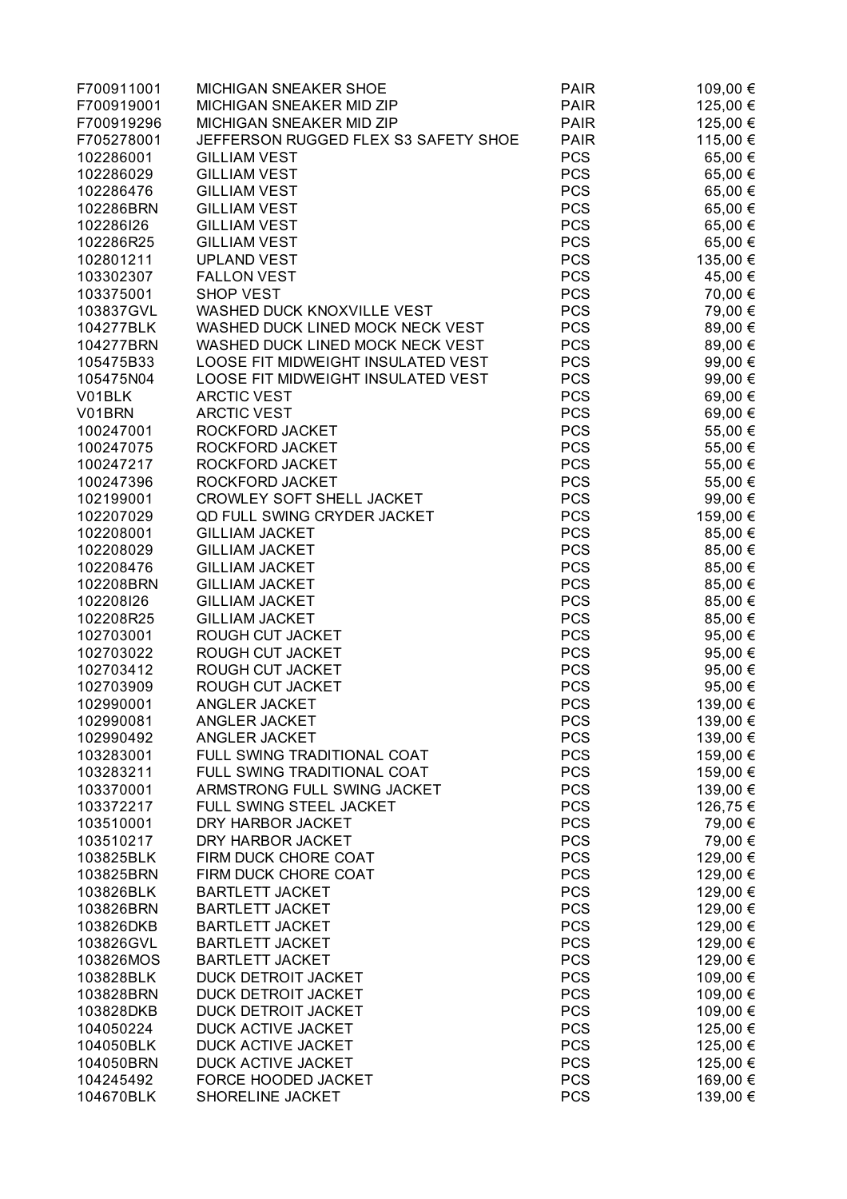| | | | |
|---|---|---|---|
| F700911001 | MICHIGAN SNEAKER SHOE | PAIR | 109,00 € |
| F700919001 | MICHIGAN SNEAKER MID ZIP | PAIR | 125,00 € |
| F700919296 | MICHIGAN SNEAKER MID ZIP | PAIR | 125,00 € |
| F705278001 | JEFFERSON RUGGED FLEX S3 SAFETY SHOE | PAIR | 115,00 € |
| 102286001 | GILLIAM VEST | PCS | 65,00 € |
| 102286029 | GILLIAM VEST | PCS | 65,00 € |
| 102286476 | GILLIAM VEST | PCS | 65,00 € |
| 102286BRN | GILLIAM VEST | PCS | 65,00 € |
| 102286I26 | GILLIAM VEST | PCS | 65,00 € |
| 102286R25 | GILLIAM VEST | PCS | 65,00 € |
| 102801211 | UPLAND VEST | PCS | 135,00 € |
| 103302307 | FALLON VEST | PCS | 45,00 € |
| 103375001 | SHOP VEST | PCS | 70,00 € |
| 103837GVL | WASHED DUCK KNOXVILLE VEST | PCS | 79,00 € |
| 104277BLK | WASHED DUCK LINED MOCK NECK VEST | PCS | 89,00 € |
| 104277BRN | WASHED DUCK LINED MOCK NECK VEST | PCS | 89,00 € |
| 105475B33 | LOOSE FIT MIDWEIGHT INSULATED VEST | PCS | 99,00 € |
| 105475N04 | LOOSE FIT MIDWEIGHT INSULATED VEST | PCS | 99,00 € |
| V01BLK | ARCTIC VEST | PCS | 69,00 € |
| V01BRN | ARCTIC VEST | PCS | 69,00 € |
| 100247001 | ROCKFORD JACKET | PCS | 55,00 € |
| 100247075 | ROCKFORD JACKET | PCS | 55,00 € |
| 100247217 | ROCKFORD JACKET | PCS | 55,00 € |
| 100247396 | ROCKFORD JACKET | PCS | 55,00 € |
| 102199001 | CROWLEY SOFT SHELL JACKET | PCS | 99,00 € |
| 102207029 | QD FULL SWING CRYDER JACKET | PCS | 159,00 € |
| 102208001 | GILLIAM JACKET | PCS | 85,00 € |
| 102208029 | GILLIAM JACKET | PCS | 85,00 € |
| 102208476 | GILLIAM JACKET | PCS | 85,00 € |
| 102208BRN | GILLIAM JACKET | PCS | 85,00 € |
| 102208I26 | GILLIAM JACKET | PCS | 85,00 € |
| 102208R25 | GILLIAM JACKET | PCS | 85,00 € |
| 102703001 | ROUGH CUT JACKET | PCS | 95,00 € |
| 102703022 | ROUGH CUT JACKET | PCS | 95,00 € |
| 102703412 | ROUGH CUT JACKET | PCS | 95,00 € |
| 102703909 | ROUGH CUT JACKET | PCS | 95,00 € |
| 102990001 | ANGLER JACKET | PCS | 139,00 € |
| 102990081 | ANGLER JACKET | PCS | 139,00 € |
| 102990492 | ANGLER JACKET | PCS | 139,00 € |
| 103283001 | FULL SWING TRADITIONAL COAT | PCS | 159,00 € |
| 103283211 | FULL SWING TRADITIONAL COAT | PCS | 159,00 € |
| 103370001 | ARMSTRONG FULL SWING JACKET | PCS | 139,00 € |
| 103372217 | FULL SWING STEEL JACKET | PCS | 126,75 € |
| 103510001 | DRY HARBOR JACKET | PCS | 79,00 € |
| 103510217 | DRY HARBOR JACKET | PCS | 79,00 € |
| 103825BLK | FIRM DUCK CHORE COAT | PCS | 129,00 € |
| 103825BRN | FIRM DUCK CHORE COAT | PCS | 129,00 € |
| 103826BLK | BARTLETT JACKET | PCS | 129,00 € |
| 103826BRN | BARTLETT JACKET | PCS | 129,00 € |
| 103826DKB | BARTLETT JACKET | PCS | 129,00 € |
| 103826GVL | BARTLETT JACKET | PCS | 129,00 € |
| 103826MOS | BARTLETT JACKET | PCS | 129,00 € |
| 103828BLK | DUCK DETROIT JACKET | PCS | 109,00 € |
| 103828BRN | DUCK DETROIT JACKET | PCS | 109,00 € |
| 103828DKB | DUCK DETROIT JACKET | PCS | 109,00 € |
| 104050224 | DUCK ACTIVE JACKET | PCS | 125,00 € |
| 104050BLK | DUCK ACTIVE JACKET | PCS | 125,00 € |
| 104050BRN | DUCK ACTIVE JACKET | PCS | 125,00 € |
| 104245492 | FORCE HOODED JACKET | PCS | 169,00 € |
| 104670BLK | SHORELINE JACKET | PCS | 139,00 € |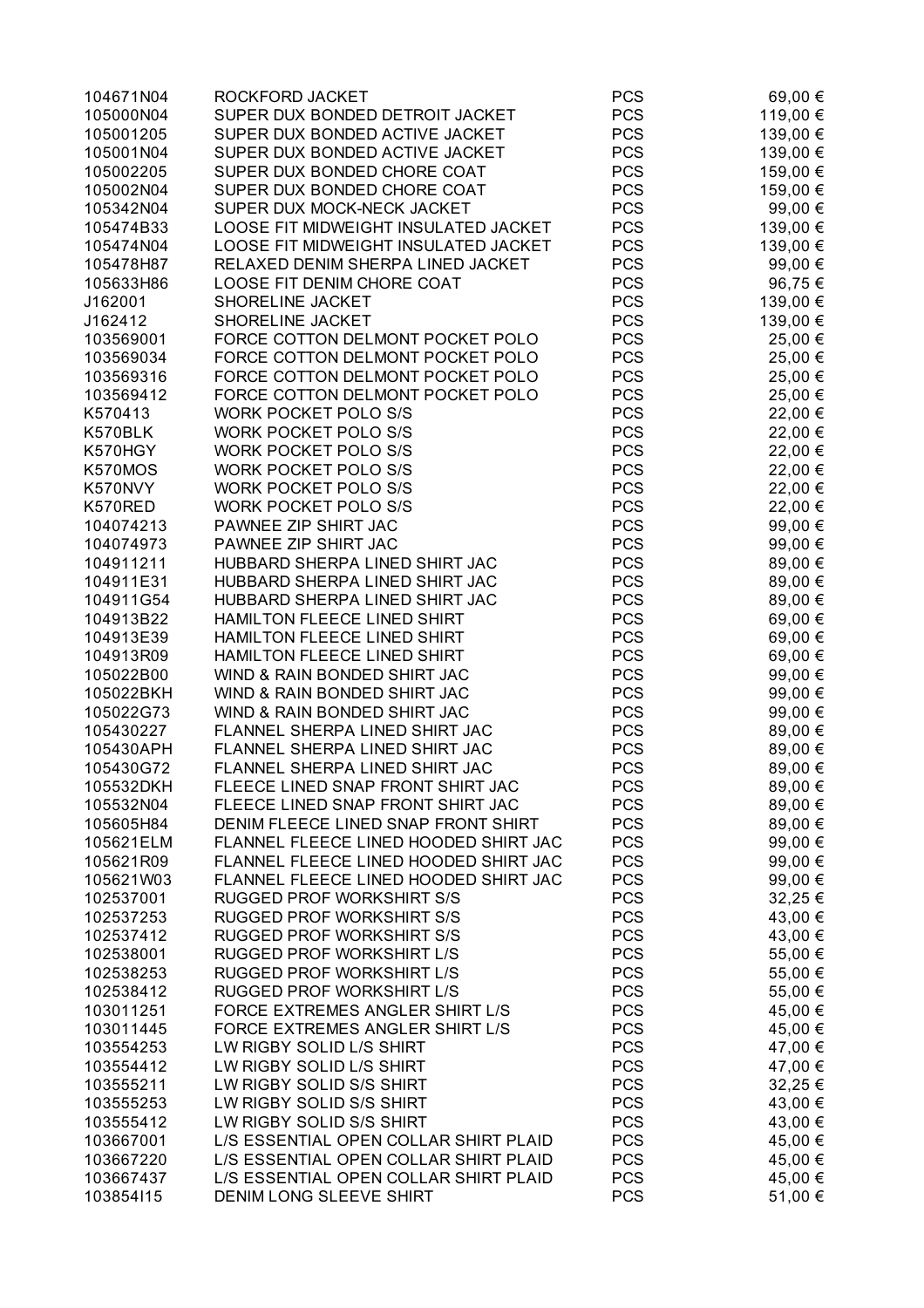| | | | |
|---|---|---|---|
| 104671N04 | ROCKFORD JACKET | PCS | 69,00 € |
| 105000N04 | SUPER DUX BONDED DETROIT JACKET | PCS | 119,00 € |
| 105001205 | SUPER DUX BONDED ACTIVE JACKET | PCS | 139,00 € |
| 105001N04 | SUPER DUX BONDED ACTIVE JACKET | PCS | 139,00 € |
| 105002205 | SUPER DUX BONDED CHORE COAT | PCS | 159,00 € |
| 105002N04 | SUPER DUX BONDED CHORE COAT | PCS | 159,00 € |
| 105342N04 | SUPER DUX MOCK-NECK JACKET | PCS | 99,00 € |
| 105474B33 | LOOSE FIT MIDWEIGHT INSULATED JACKET | PCS | 139,00 € |
| 105474N04 | LOOSE FIT MIDWEIGHT INSULATED JACKET | PCS | 139,00 € |
| 105478H87 | RELAXED DENIM SHERPA LINED JACKET | PCS | 99,00 € |
| 105633H86 | LOOSE FIT DENIM CHORE COAT | PCS | 96,75 € |
| J162001 | SHORELINE JACKET | PCS | 139,00 € |
| J162412 | SHORELINE JACKET | PCS | 139,00 € |
| 103569001 | FORCE COTTON DELMONT POCKET POLO | PCS | 25,00 € |
| 103569034 | FORCE COTTON DELMONT POCKET POLO | PCS | 25,00 € |
| 103569316 | FORCE COTTON DELMONT POCKET POLO | PCS | 25,00 € |
| 103569412 | FORCE COTTON DELMONT POCKET POLO | PCS | 25,00 € |
| K570413 | WORK POCKET POLO S/S | PCS | 22,00 € |
| K570BLK | WORK POCKET POLO S/S | PCS | 22,00 € |
| K570HGY | WORK POCKET POLO S/S | PCS | 22,00 € |
| K570MOS | WORK POCKET POLO S/S | PCS | 22,00 € |
| K570NVY | WORK POCKET POLO S/S | PCS | 22,00 € |
| K570RED | WORK POCKET POLO S/S | PCS | 22,00 € |
| 104074213 | PAWNEE ZIP SHIRT JAC | PCS | 99,00 € |
| 104074973 | PAWNEE ZIP SHIRT JAC | PCS | 99,00 € |
| 104911211 | HUBBARD SHERPA LINED SHIRT JAC | PCS | 89,00 € |
| 104911E31 | HUBBARD SHERPA LINED SHIRT JAC | PCS | 89,00 € |
| 104911G54 | HUBBARD SHERPA LINED SHIRT JAC | PCS | 89,00 € |
| 104913B22 | HAMILTON FLEECE LINED SHIRT | PCS | 69,00 € |
| 104913E39 | HAMILTON FLEECE LINED SHIRT | PCS | 69,00 € |
| 104913R09 | HAMILTON FLEECE LINED SHIRT | PCS | 69,00 € |
| 105022B00 | WIND & RAIN BONDED SHIRT JAC | PCS | 99,00 € |
| 105022BKH | WIND & RAIN BONDED SHIRT JAC | PCS | 99,00 € |
| 105022G73 | WIND & RAIN BONDED SHIRT JAC | PCS | 99,00 € |
| 105430227 | FLANNEL SHERPA LINED SHIRT JAC | PCS | 89,00 € |
| 105430APH | FLANNEL SHERPA LINED SHIRT JAC | PCS | 89,00 € |
| 105430G72 | FLANNEL SHERPA LINED SHIRT JAC | PCS | 89,00 € |
| 105532DKH | FLEECE LINED SNAP FRONT SHIRT JAC | PCS | 89,00 € |
| 105532N04 | FLEECE LINED SNAP FRONT SHIRT JAC | PCS | 89,00 € |
| 105605H84 | DENIM FLEECE LINED SNAP FRONT SHIRT | PCS | 89,00 € |
| 105621ELM | FLANNEL FLEECE LINED HOODED SHIRT JAC | PCS | 99,00 € |
| 105621R09 | FLANNEL FLEECE LINED HOODED SHIRT JAC | PCS | 99,00 € |
| 105621W03 | FLANNEL FLEECE LINED HOODED SHIRT JAC | PCS | 99,00 € |
| 102537001 | RUGGED PROF WORKSHIRT S/S | PCS | 32,25 € |
| 102537253 | RUGGED PROF WORKSHIRT S/S | PCS | 43,00 € |
| 102537412 | RUGGED PROF WORKSHIRT S/S | PCS | 43,00 € |
| 102538001 | RUGGED PROF WORKSHIRT L/S | PCS | 55,00 € |
| 102538253 | RUGGED PROF WORKSHIRT L/S | PCS | 55,00 € |
| 102538412 | RUGGED PROF WORKSHIRT L/S | PCS | 55,00 € |
| 103011251 | FORCE EXTREMES ANGLER SHIRT L/S | PCS | 45,00 € |
| 103011445 | FORCE EXTREMES ANGLER SHIRT L/S | PCS | 45,00 € |
| 103554253 | LW RIGBY SOLID L/S SHIRT | PCS | 47,00 € |
| 103554412 | LW RIGBY SOLID L/S SHIRT | PCS | 47,00 € |
| 103555211 | LW RIGBY SOLID S/S SHIRT | PCS | 32,25 € |
| 103555253 | LW RIGBY SOLID S/S SHIRT | PCS | 43,00 € |
| 103555412 | LW RIGBY SOLID S/S SHIRT | PCS | 43,00 € |
| 103667001 | L/S ESSENTIAL OPEN COLLAR SHIRT PLAID | PCS | 45,00 € |
| 103667220 | L/S ESSENTIAL OPEN COLLAR SHIRT PLAID | PCS | 45,00 € |
| 103667437 | L/S ESSENTIAL OPEN COLLAR SHIRT PLAID | PCS | 45,00 € |
| 103854I15 | DENIM LONG SLEEVE SHIRT | PCS | 51,00 € |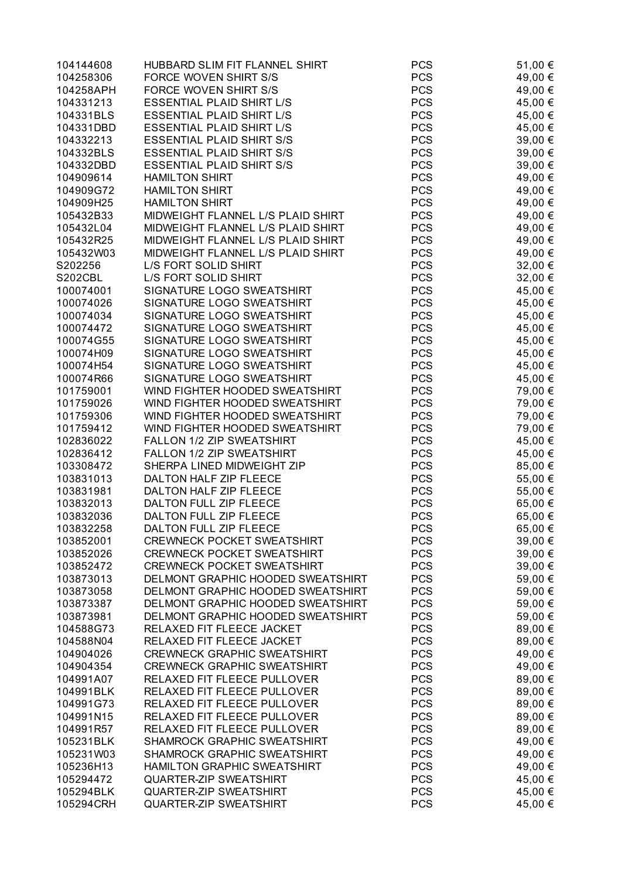| | | | |
|---|---|---|---|
| 104144608 | HUBBARD SLIM FIT FLANNEL SHIRT | PCS | 51,00 € |
| 104258306 | FORCE WOVEN SHIRT S/S | PCS | 49,00 € |
| 104258APH | FORCE WOVEN SHIRT S/S | PCS | 49,00 € |
| 104331213 | ESSENTIAL PLAID SHIRT L/S | PCS | 45,00 € |
| 104331BLS | ESSENTIAL PLAID SHIRT L/S | PCS | 45,00 € |
| 104331DBD | ESSENTIAL PLAID SHIRT L/S | PCS | 45,00 € |
| 104332213 | ESSENTIAL PLAID SHIRT S/S | PCS | 39,00 € |
| 104332BLS | ESSENTIAL PLAID SHIRT S/S | PCS | 39,00 € |
| 104332DBD | ESSENTIAL PLAID SHIRT S/S | PCS | 39,00 € |
| 104909614 | HAMILTON SHIRT | PCS | 49,00 € |
| 104909G72 | HAMILTON SHIRT | PCS | 49,00 € |
| 104909H25 | HAMILTON SHIRT | PCS | 49,00 € |
| 105432B33 | MIDWEIGHT FLANNEL L/S PLAID SHIRT | PCS | 49,00 € |
| 105432L04 | MIDWEIGHT FLANNEL L/S PLAID SHIRT | PCS | 49,00 € |
| 105432R25 | MIDWEIGHT FLANNEL L/S PLAID SHIRT | PCS | 49,00 € |
| 105432W03 | MIDWEIGHT FLANNEL L/S PLAID SHIRT | PCS | 49,00 € |
| S202256 | L/S FORT SOLID SHIRT | PCS | 32,00 € |
| S202CBL | L/S FORT SOLID SHIRT | PCS | 32,00 € |
| 100074001 | SIGNATURE LOGO SWEATSHIRT | PCS | 45,00 € |
| 100074026 | SIGNATURE LOGO SWEATSHIRT | PCS | 45,00 € |
| 100074034 | SIGNATURE LOGO SWEATSHIRT | PCS | 45,00 € |
| 100074472 | SIGNATURE LOGO SWEATSHIRT | PCS | 45,00 € |
| 100074G55 | SIGNATURE LOGO SWEATSHIRT | PCS | 45,00 € |
| 100074H09 | SIGNATURE LOGO SWEATSHIRT | PCS | 45,00 € |
| 100074H54 | SIGNATURE LOGO SWEATSHIRT | PCS | 45,00 € |
| 100074R66 | SIGNATURE LOGO SWEATSHIRT | PCS | 45,00 € |
| 101759001 | WIND FIGHTER HOODED SWEATSHIRT | PCS | 79,00 € |
| 101759026 | WIND FIGHTER HOODED SWEATSHIRT | PCS | 79,00 € |
| 101759306 | WIND FIGHTER HOODED SWEATSHIRT | PCS | 79,00 € |
| 101759412 | WIND FIGHTER HOODED SWEATSHIRT | PCS | 79,00 € |
| 102836022 | FALLON 1/2 ZIP SWEATSHIRT | PCS | 45,00 € |
| 102836412 | FALLON 1/2 ZIP SWEATSHIRT | PCS | 45,00 € |
| 103308472 | SHERPA LINED MIDWEIGHT ZIP | PCS | 85,00 € |
| 103831013 | DALTON HALF ZIP FLEECE | PCS | 55,00 € |
| 103831981 | DALTON HALF ZIP FLEECE | PCS | 55,00 € |
| 103832013 | DALTON FULL ZIP FLEECE | PCS | 65,00 € |
| 103832036 | DALTON FULL ZIP FLEECE | PCS | 65,00 € |
| 103832258 | DALTON FULL ZIP FLEECE | PCS | 65,00 € |
| 103852001 | CREWNECK POCKET SWEATSHIRT | PCS | 39,00 € |
| 103852026 | CREWNECK POCKET SWEATSHIRT | PCS | 39,00 € |
| 103852472 | CREWNECK POCKET SWEATSHIRT | PCS | 39,00 € |
| 103873013 | DELMONT GRAPHIC HOODED SWEATSHIRT | PCS | 59,00 € |
| 103873058 | DELMONT GRAPHIC HOODED SWEATSHIRT | PCS | 59,00 € |
| 103873387 | DELMONT GRAPHIC HOODED SWEATSHIRT | PCS | 59,00 € |
| 103873981 | DELMONT GRAPHIC HOODED SWEATSHIRT | PCS | 59,00 € |
| 104588G73 | RELAXED FIT FLEECE JACKET | PCS | 89,00 € |
| 104588N04 | RELAXED FIT FLEECE JACKET | PCS | 89,00 € |
| 104904026 | CREWNECK GRAPHIC SWEATSHIRT | PCS | 49,00 € |
| 104904354 | CREWNECK GRAPHIC SWEATSHIRT | PCS | 49,00 € |
| 104991A07 | RELAXED FIT FLEECE PULLOVER | PCS | 89,00 € |
| 104991BLK | RELAXED FIT FLEECE PULLOVER | PCS | 89,00 € |
| 104991G73 | RELAXED FIT FLEECE PULLOVER | PCS | 89,00 € |
| 104991N15 | RELAXED FIT FLEECE PULLOVER | PCS | 89,00 € |
| 104991R57 | RELAXED FIT FLEECE PULLOVER | PCS | 89,00 € |
| 105231BLK | SHAMROCK GRAPHIC SWEATSHIRT | PCS | 49,00 € |
| 105231W03 | SHAMROCK GRAPHIC SWEATSHIRT | PCS | 49,00 € |
| 105236H13 | HAMILTON GRAPHIC SWEATSHIRT | PCS | 49,00 € |
| 105294472 | QUARTER-ZIP SWEATSHIRT | PCS | 45,00 € |
| 105294BLK | QUARTER-ZIP SWEATSHIRT | PCS | 45,00 € |
| 105294CRH | QUARTER-ZIP SWEATSHIRT | PCS | 45,00 € |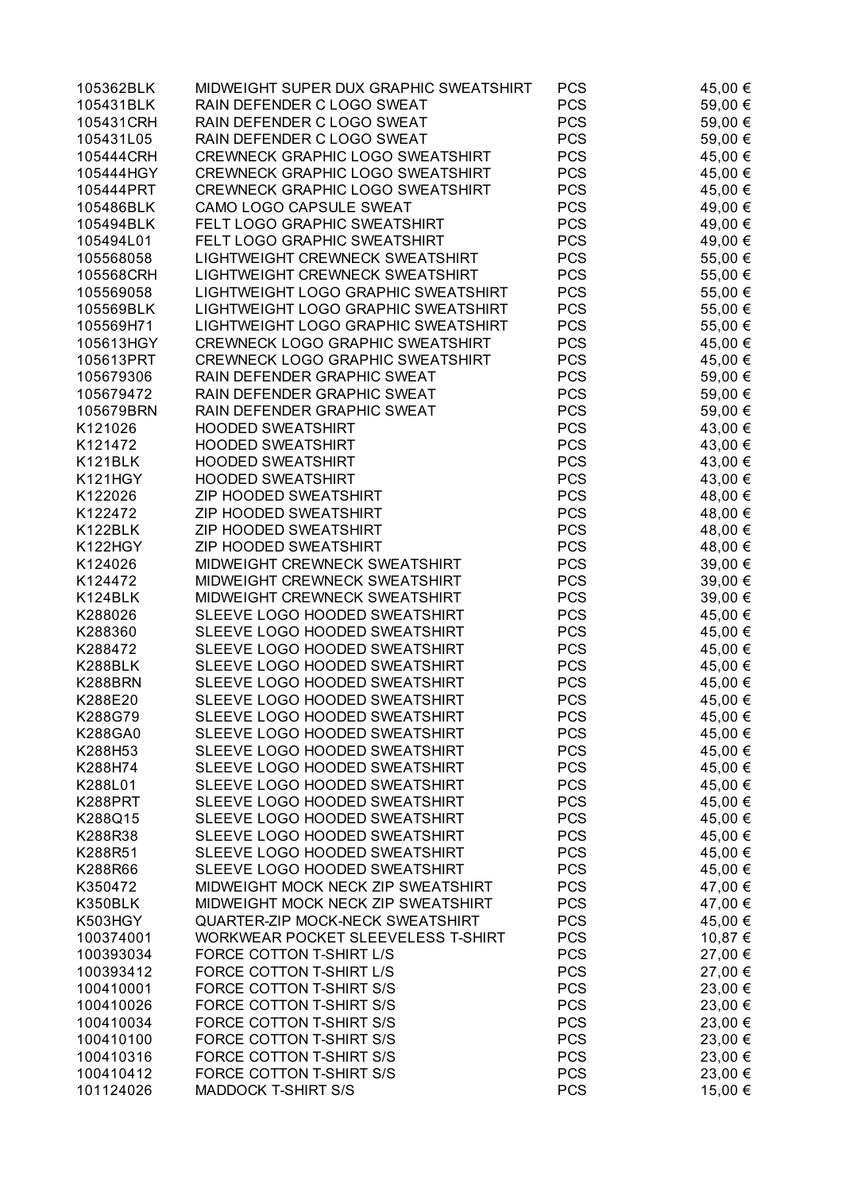| | | | |
|---|---|---|---|
| 105362BLK | MIDWEIGHT SUPER DUX GRAPHIC SWEATSHIRT | PCS | 45,00 € |
| 105431BLK | RAIN DEFENDER C LOGO SWEAT | PCS | 59,00 € |
| 105431CRH | RAIN DEFENDER C LOGO SWEAT | PCS | 59,00 € |
| 105431L05 | RAIN DEFENDER C LOGO SWEAT | PCS | 59,00 € |
| 105444CRH | CREWNECK GRAPHIC LOGO SWEATSHIRT | PCS | 45,00 € |
| 105444HGY | CREWNECK GRAPHIC LOGO SWEATSHIRT | PCS | 45,00 € |
| 105444PRT | CREWNECK GRAPHIC LOGO SWEATSHIRT | PCS | 45,00 € |
| 105486BLK | CAMO LOGO CAPSULE SWEAT | PCS | 49,00 € |
| 105494BLK | FELT LOGO GRAPHIC SWEATSHIRT | PCS | 49,00 € |
| 105494L01 | FELT LOGO GRAPHIC SWEATSHIRT | PCS | 49,00 € |
| 105568058 | LIGHTWEIGHT CREWNECK SWEATSHIRT | PCS | 55,00 € |
| 105568CRH | LIGHTWEIGHT CREWNECK SWEATSHIRT | PCS | 55,00 € |
| 105569058 | LIGHTWEIGHT LOGO GRAPHIC SWEATSHIRT | PCS | 55,00 € |
| 105569BLK | LIGHTWEIGHT LOGO GRAPHIC SWEATSHIRT | PCS | 55,00 € |
| 105569H71 | LIGHTWEIGHT LOGO GRAPHIC SWEATSHIRT | PCS | 55,00 € |
| 105613HGY | CREWNECK LOGO GRAPHIC SWEATSHIRT | PCS | 45,00 € |
| 105613PRT | CREWNECK LOGO GRAPHIC SWEATSHIRT | PCS | 45,00 € |
| 105679306 | RAIN DEFENDER GRAPHIC SWEAT | PCS | 59,00 € |
| 105679472 | RAIN DEFENDER GRAPHIC SWEAT | PCS | 59,00 € |
| 105679BRN | RAIN DEFENDER GRAPHIC SWEAT | PCS | 59,00 € |
| K121026 | HOODED SWEATSHIRT | PCS | 43,00 € |
| K121472 | HOODED SWEATSHIRT | PCS | 43,00 € |
| K121BLK | HOODED SWEATSHIRT | PCS | 43,00 € |
| K121HGY | HOODED SWEATSHIRT | PCS | 43,00 € |
| K122026 | ZIP HOODED SWEATSHIRT | PCS | 48,00 € |
| K122472 | ZIP HOODED SWEATSHIRT | PCS | 48,00 € |
| K122BLK | ZIP HOODED SWEATSHIRT | PCS | 48,00 € |
| K122HGY | ZIP HOODED SWEATSHIRT | PCS | 48,00 € |
| K124026 | MIDWEIGHT CREWNECK SWEATSHIRT | PCS | 39,00 € |
| K124472 | MIDWEIGHT CREWNECK SWEATSHIRT | PCS | 39,00 € |
| K124BLK | MIDWEIGHT CREWNECK SWEATSHIRT | PCS | 39,00 € |
| K288026 | SLEEVE LOGO HOODED SWEATSHIRT | PCS | 45,00 € |
| K288360 | SLEEVE LOGO HOODED SWEATSHIRT | PCS | 45,00 € |
| K288472 | SLEEVE LOGO HOODED SWEATSHIRT | PCS | 45,00 € |
| K288BLK | SLEEVE LOGO HOODED SWEATSHIRT | PCS | 45,00 € |
| K288BRN | SLEEVE LOGO HOODED SWEATSHIRT | PCS | 45,00 € |
| K288E20 | SLEEVE LOGO HOODED SWEATSHIRT | PCS | 45,00 € |
| K288G79 | SLEEVE LOGO HOODED SWEATSHIRT | PCS | 45,00 € |
| K288GA0 | SLEEVE LOGO HOODED SWEATSHIRT | PCS | 45,00 € |
| K288H53 | SLEEVE LOGO HOODED SWEATSHIRT | PCS | 45,00 € |
| K288H74 | SLEEVE LOGO HOODED SWEATSHIRT | PCS | 45,00 € |
| K288L01 | SLEEVE LOGO HOODED SWEATSHIRT | PCS | 45,00 € |
| K288PRT | SLEEVE LOGO HOODED SWEATSHIRT | PCS | 45,00 € |
| K288Q15 | SLEEVE LOGO HOODED SWEATSHIRT | PCS | 45,00 € |
| K288R38 | SLEEVE LOGO HOODED SWEATSHIRT | PCS | 45,00 € |
| K288R51 | SLEEVE LOGO HOODED SWEATSHIRT | PCS | 45,00 € |
| K288R66 | SLEEVE LOGO HOODED SWEATSHIRT | PCS | 45,00 € |
| K350472 | MIDWEIGHT MOCK NECK ZIP SWEATSHIRT | PCS | 47,00 € |
| K350BLK | MIDWEIGHT MOCK NECK ZIP SWEATSHIRT | PCS | 47,00 € |
| K503HGY | QUARTER-ZIP MOCK-NECK SWEATSHIRT | PCS | 45,00 € |
| 100374001 | WORKWEAR POCKET SLEEVELESS T-SHIRT | PCS | 10,87 € |
| 100393034 | FORCE COTTON T-SHIRT L/S | PCS | 27,00 € |
| 100393412 | FORCE COTTON T-SHIRT L/S | PCS | 27,00 € |
| 100410001 | FORCE COTTON T-SHIRT S/S | PCS | 23,00 € |
| 100410026 | FORCE COTTON T-SHIRT S/S | PCS | 23,00 € |
| 100410034 | FORCE COTTON T-SHIRT S/S | PCS | 23,00 € |
| 100410100 | FORCE COTTON T-SHIRT S/S | PCS | 23,00 € |
| 100410316 | FORCE COTTON T-SHIRT S/S | PCS | 23,00 € |
| 100410412 | FORCE COTTON T-SHIRT S/S | PCS | 23,00 € |
| 101124026 | MADDOCK T-SHIRT S/S | PCS | 15,00 € |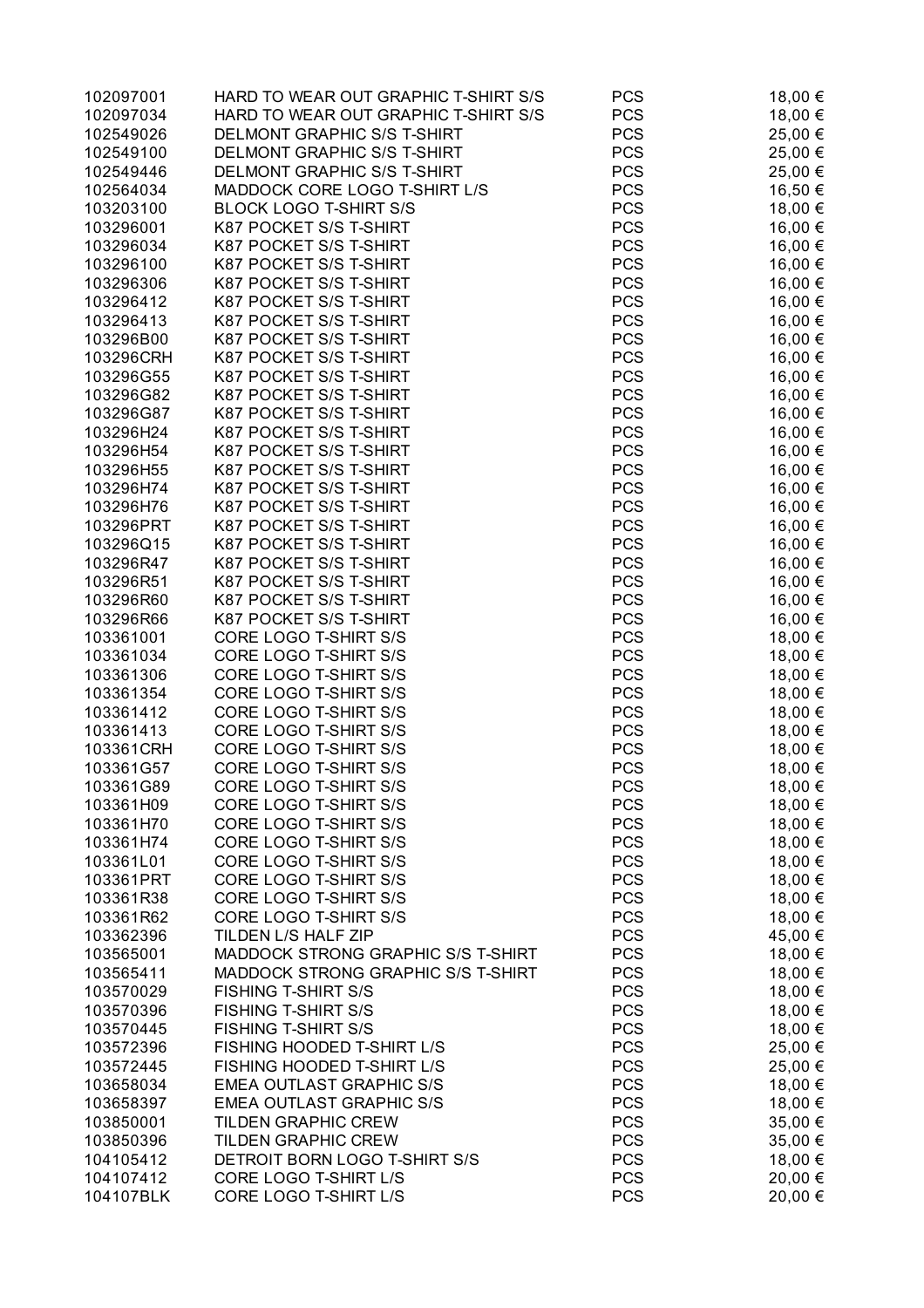| | | | |
|---|---|---|---|
| 102097001 | HARD TO WEAR OUT GRAPHIC T-SHIRT S/S | PCS | 18,00 € |
| 102097034 | HARD TO WEAR OUT GRAPHIC T-SHIRT S/S | PCS | 18,00 € |
| 102549026 | DELMONT GRAPHIC S/S T-SHIRT | PCS | 25,00 € |
| 102549100 | DELMONT GRAPHIC S/S T-SHIRT | PCS | 25,00 € |
| 102549446 | DELMONT GRAPHIC S/S T-SHIRT | PCS | 25,00 € |
| 102564034 | MADDOCK CORE LOGO T-SHIRT L/S | PCS | 16,50 € |
| 103203100 | BLOCK LOGO T-SHIRT S/S | PCS | 18,00 € |
| 103296001 | K87 POCKET S/S T-SHIRT | PCS | 16,00 € |
| 103296034 | K87 POCKET S/S T-SHIRT | PCS | 16,00 € |
| 103296100 | K87 POCKET S/S T-SHIRT | PCS | 16,00 € |
| 103296306 | K87 POCKET S/S T-SHIRT | PCS | 16,00 € |
| 103296412 | K87 POCKET S/S T-SHIRT | PCS | 16,00 € |
| 103296413 | K87 POCKET S/S T-SHIRT | PCS | 16,00 € |
| 103296B00 | K87 POCKET S/S T-SHIRT | PCS | 16,00 € |
| 103296CRH | K87 POCKET S/S T-SHIRT | PCS | 16,00 € |
| 103296G55 | K87 POCKET S/S T-SHIRT | PCS | 16,00 € |
| 103296G82 | K87 POCKET S/S T-SHIRT | PCS | 16,00 € |
| 103296G87 | K87 POCKET S/S T-SHIRT | PCS | 16,00 € |
| 103296H24 | K87 POCKET S/S T-SHIRT | PCS | 16,00 € |
| 103296H54 | K87 POCKET S/S T-SHIRT | PCS | 16,00 € |
| 103296H55 | K87 POCKET S/S T-SHIRT | PCS | 16,00 € |
| 103296H74 | K87 POCKET S/S T-SHIRT | PCS | 16,00 € |
| 103296H76 | K87 POCKET S/S T-SHIRT | PCS | 16,00 € |
| 103296PRT | K87 POCKET S/S T-SHIRT | PCS | 16,00 € |
| 103296Q15 | K87 POCKET S/S T-SHIRT | PCS | 16,00 € |
| 103296R47 | K87 POCKET S/S T-SHIRT | PCS | 16,00 € |
| 103296R51 | K87 POCKET S/S T-SHIRT | PCS | 16,00 € |
| 103296R60 | K87 POCKET S/S T-SHIRT | PCS | 16,00 € |
| 103296R66 | K87 POCKET S/S T-SHIRT | PCS | 16,00 € |
| 103361001 | CORE LOGO T-SHIRT S/S | PCS | 18,00 € |
| 103361034 | CORE LOGO T-SHIRT S/S | PCS | 18,00 € |
| 103361306 | CORE LOGO T-SHIRT S/S | PCS | 18,00 € |
| 103361354 | CORE LOGO T-SHIRT S/S | PCS | 18,00 € |
| 103361412 | CORE LOGO T-SHIRT S/S | PCS | 18,00 € |
| 103361413 | CORE LOGO T-SHIRT S/S | PCS | 18,00 € |
| 103361CRH | CORE LOGO T-SHIRT S/S | PCS | 18,00 € |
| 103361G57 | CORE LOGO T-SHIRT S/S | PCS | 18,00 € |
| 103361G89 | CORE LOGO T-SHIRT S/S | PCS | 18,00 € |
| 103361H09 | CORE LOGO T-SHIRT S/S | PCS | 18,00 € |
| 103361H70 | CORE LOGO T-SHIRT S/S | PCS | 18,00 € |
| 103361H74 | CORE LOGO T-SHIRT S/S | PCS | 18,00 € |
| 103361L01 | CORE LOGO T-SHIRT S/S | PCS | 18,00 € |
| 103361PRT | CORE LOGO T-SHIRT S/S | PCS | 18,00 € |
| 103361R38 | CORE LOGO T-SHIRT S/S | PCS | 18,00 € |
| 103361R62 | CORE LOGO T-SHIRT S/S | PCS | 18,00 € |
| 103362396 | TILDEN L/S HALF ZIP | PCS | 45,00 € |
| 103565001 | MADDOCK STRONG GRAPHIC S/S T-SHIRT | PCS | 18,00 € |
| 103565411 | MADDOCK STRONG GRAPHIC S/S T-SHIRT | PCS | 18,00 € |
| 103570029 | FISHING T-SHIRT S/S | PCS | 18,00 € |
| 103570396 | FISHING T-SHIRT S/S | PCS | 18,00 € |
| 103570445 | FISHING T-SHIRT S/S | PCS | 18,00 € |
| 103572396 | FISHING HOODED T-SHIRT L/S | PCS | 25,00 € |
| 103572445 | FISHING HOODED T-SHIRT L/S | PCS | 25,00 € |
| 103658034 | EMEA OUTLAST GRAPHIC S/S | PCS | 18,00 € |
| 103658397 | EMEA OUTLAST GRAPHIC S/S | PCS | 18,00 € |
| 103850001 | TILDEN GRAPHIC CREW | PCS | 35,00 € |
| 103850396 | TILDEN GRAPHIC CREW | PCS | 35,00 € |
| 104105412 | DETROIT BORN LOGO T-SHIRT S/S | PCS | 18,00 € |
| 104107412 | CORE LOGO T-SHIRT L/S | PCS | 20,00 € |
| 104107BLK | CORE LOGO T-SHIRT L/S | PCS | 20,00 € |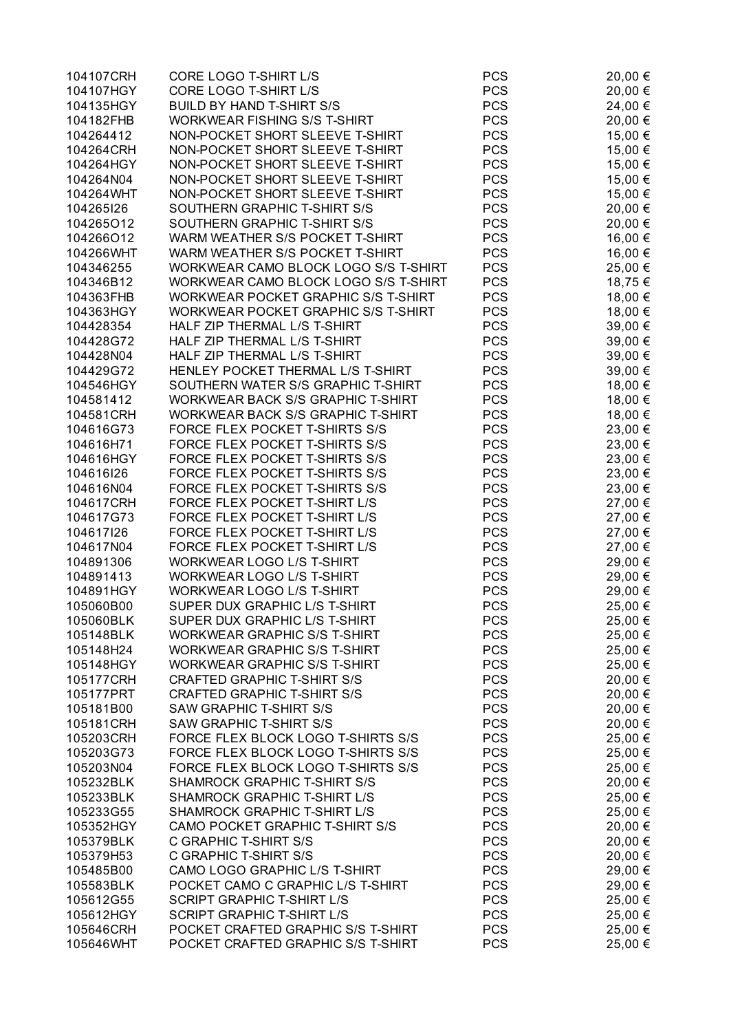| | | | |
|---|---|---|---|
| 104107CRH | CORE LOGO T-SHIRT L/S | PCS | 20,00 € |
| 104107HGY | CORE LOGO T-SHIRT L/S | PCS | 20,00 € |
| 104135HGY | BUILD BY HAND T-SHIRT S/S | PCS | 24,00 € |
| 104182FHB | WORKWEAR FISHING S/S T-SHIRT | PCS | 20,00 € |
| 104264412 | NON-POCKET SHORT SLEEVE T-SHIRT | PCS | 15,00 € |
| 104264CRH | NON-POCKET SHORT SLEEVE T-SHIRT | PCS | 15,00 € |
| 104264HGY | NON-POCKET SHORT SLEEVE T-SHIRT | PCS | 15,00 € |
| 104264N04 | NON-POCKET SHORT SLEEVE T-SHIRT | PCS | 15,00 € |
| 104264WHT | NON-POCKET SHORT SLEEVE T-SHIRT | PCS | 15,00 € |
| 104265I26 | SOUTHERN GRAPHIC T-SHIRT S/S | PCS | 20,00 € |
| 104265O12 | SOUTHERN GRAPHIC T-SHIRT S/S | PCS | 20,00 € |
| 104266O12 | WARM WEATHER S/S POCKET T-SHIRT | PCS | 16,00 € |
| 104266WHT | WARM WEATHER S/S POCKET T-SHIRT | PCS | 16,00 € |
| 104346255 | WORKWEAR CAMO BLOCK LOGO S/S T-SHIRT | PCS | 25,00 € |
| 104346B12 | WORKWEAR CAMO BLOCK LOGO S/S T-SHIRT | PCS | 18,75 € |
| 104363FHB | WORKWEAR POCKET GRAPHIC S/S T-SHIRT | PCS | 18,00 € |
| 104363HGY | WORKWEAR POCKET GRAPHIC S/S T-SHIRT | PCS | 18,00 € |
| 104428354 | HALF ZIP THERMAL L/S T-SHIRT | PCS | 39,00 € |
| 104428G72 | HALF ZIP THERMAL L/S T-SHIRT | PCS | 39,00 € |
| 104428N04 | HALF ZIP THERMAL L/S T-SHIRT | PCS | 39,00 € |
| 104429G72 | HENLEY POCKET THERMAL L/S T-SHIRT | PCS | 39,00 € |
| 104546HGY | SOUTHERN WATER S/S GRAPHIC T-SHIRT | PCS | 18,00 € |
| 104581412 | WORKWEAR BACK S/S GRAPHIC T-SHIRT | PCS | 18,00 € |
| 104581CRH | WORKWEAR BACK S/S GRAPHIC T-SHIRT | PCS | 18,00 € |
| 104616G73 | FORCE FLEX POCKET T-SHIRTS S/S | PCS | 23,00 € |
| 104616H71 | FORCE FLEX POCKET T-SHIRTS S/S | PCS | 23,00 € |
| 104616HGY | FORCE FLEX POCKET T-SHIRTS S/S | PCS | 23,00 € |
| 104616I26 | FORCE FLEX POCKET T-SHIRTS S/S | PCS | 23,00 € |
| 104616N04 | FORCE FLEX POCKET T-SHIRTS S/S | PCS | 23,00 € |
| 104617CRH | FORCE FLEX POCKET T-SHIRT L/S | PCS | 27,00 € |
| 104617G73 | FORCE FLEX POCKET T-SHIRT L/S | PCS | 27,00 € |
| 104617I26 | FORCE FLEX POCKET T-SHIRT L/S | PCS | 27,00 € |
| 104617N04 | FORCE FLEX POCKET T-SHIRT L/S | PCS | 27,00 € |
| 104891306 | WORKWEAR LOGO L/S T-SHIRT | PCS | 29,00 € |
| 104891413 | WORKWEAR LOGO L/S T-SHIRT | PCS | 29,00 € |
| 104891HGY | WORKWEAR LOGO L/S T-SHIRT | PCS | 29,00 € |
| 105060B00 | SUPER DUX GRAPHIC L/S T-SHIRT | PCS | 25,00 € |
| 105060BLK | SUPER DUX GRAPHIC L/S T-SHIRT | PCS | 25,00 € |
| 105148BLK | WORKWEAR GRAPHIC S/S T-SHIRT | PCS | 25,00 € |
| 105148H24 | WORKWEAR GRAPHIC S/S T-SHIRT | PCS | 25,00 € |
| 105148HGY | WORKWEAR GRAPHIC S/S T-SHIRT | PCS | 25,00 € |
| 105177CRH | CRAFTED GRAPHIC T-SHIRT S/S | PCS | 20,00 € |
| 105177PRT | CRAFTED GRAPHIC T-SHIRT S/S | PCS | 20,00 € |
| 105181B00 | SAW GRAPHIC T-SHIRT S/S | PCS | 20,00 € |
| 105181CRH | SAW GRAPHIC T-SHIRT S/S | PCS | 20,00 € |
| 105203CRH | FORCE FLEX BLOCK LOGO T-SHIRTS S/S | PCS | 25,00 € |
| 105203G73 | FORCE FLEX BLOCK LOGO T-SHIRTS S/S | PCS | 25,00 € |
| 105203N04 | FORCE FLEX BLOCK LOGO T-SHIRTS S/S | PCS | 25,00 € |
| 105232BLK | SHAMROCK GRAPHIC T-SHIRT S/S | PCS | 20,00 € |
| 105233BLK | SHAMROCK GRAPHIC T-SHIRT L/S | PCS | 25,00 € |
| 105233G55 | SHAMROCK GRAPHIC T-SHIRT L/S | PCS | 25,00 € |
| 105352HGY | CAMO POCKET GRAPHIC T-SHIRT S/S | PCS | 20,00 € |
| 105379BLK | C GRAPHIC T-SHIRT S/S | PCS | 20,00 € |
| 105379H53 | C GRAPHIC T-SHIRT S/S | PCS | 20,00 € |
| 105485B00 | CAMO LOGO GRAPHIC L/S T-SHIRT | PCS | 29,00 € |
| 105583BLK | POCKET CAMO C GRAPHIC L/S T-SHIRT | PCS | 29,00 € |
| 105612G55 | SCRIPT GRAPHIC T-SHIRT L/S | PCS | 25,00 € |
| 105612HGY | SCRIPT GRAPHIC T-SHIRT L/S | PCS | 25,00 € |
| 105646CRH | POCKET CRAFTED GRAPHIC S/S T-SHIRT | PCS | 25,00 € |
| 105646WHT | POCKET CRAFTED GRAPHIC S/S T-SHIRT | PCS | 25,00 € |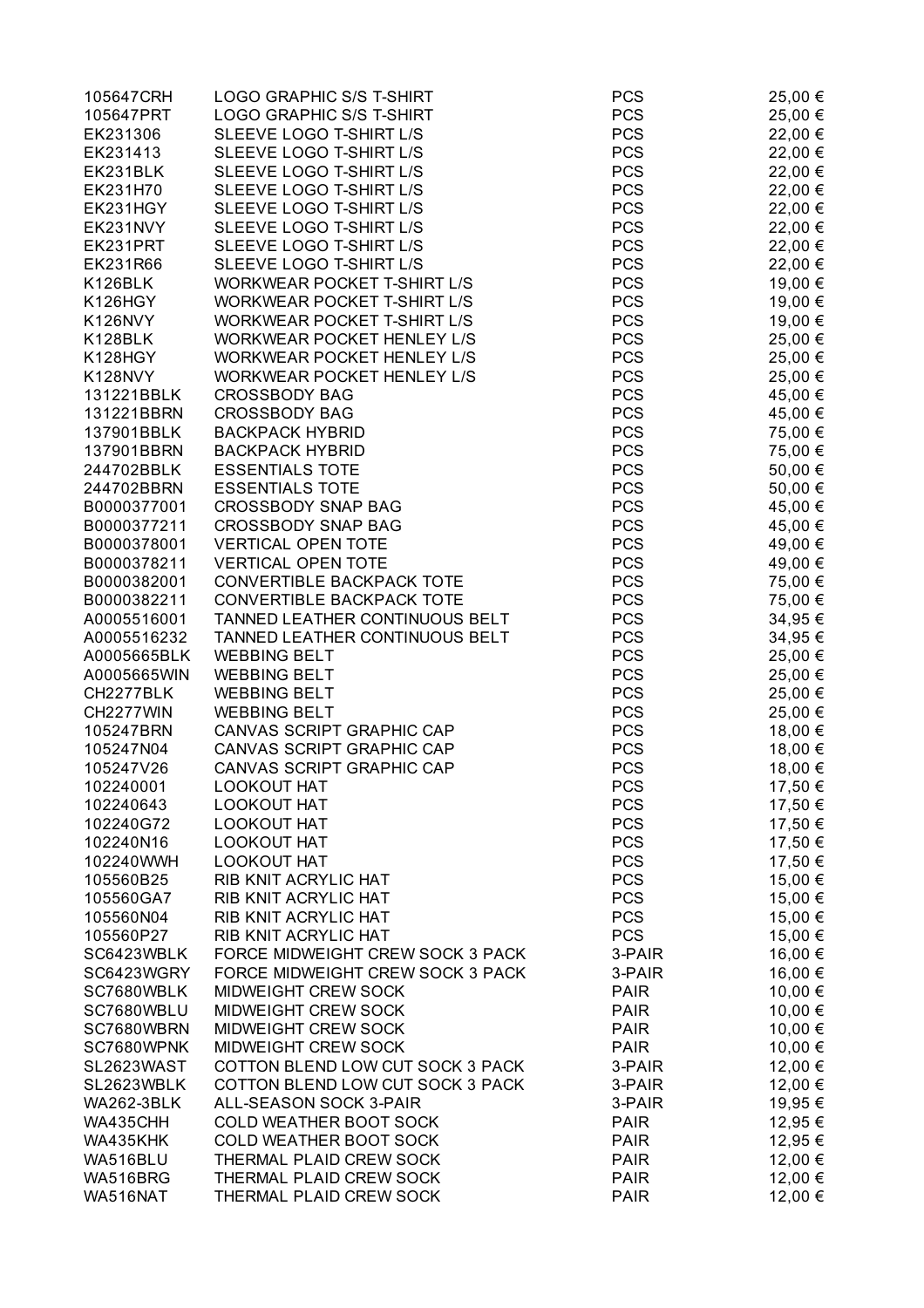| | | | |
|---|---|---|---|
| 105647CRH | LOGO GRAPHIC S/S T-SHIRT | PCS | 25,00 € |
| 105647PRT | LOGO GRAPHIC S/S T-SHIRT | PCS | 25,00 € |
| EK231306 | SLEEVE LOGO T-SHIRT L/S | PCS | 22,00 € |
| EK231413 | SLEEVE LOGO T-SHIRT L/S | PCS | 22,00 € |
| EK231BLK | SLEEVE LOGO T-SHIRT L/S | PCS | 22,00 € |
| EK231H70 | SLEEVE LOGO T-SHIRT L/S | PCS | 22,00 € |
| EK231HGY | SLEEVE LOGO T-SHIRT L/S | PCS | 22,00 € |
| EK231NVY | SLEEVE LOGO T-SHIRT L/S | PCS | 22,00 € |
| EK231PRT | SLEEVE LOGO T-SHIRT L/S | PCS | 22,00 € |
| EK231R66 | SLEEVE LOGO T-SHIRT L/S | PCS | 22,00 € |
| K126BLK | WORKWEAR POCKET T-SHIRT L/S | PCS | 19,00 € |
| K126HGY | WORKWEAR POCKET T-SHIRT L/S | PCS | 19,00 € |
| K126NVY | WORKWEAR POCKET T-SHIRT L/S | PCS | 19,00 € |
| K128BLK | WORKWEAR POCKET HENLEY L/S | PCS | 25,00 € |
| K128HGY | WORKWEAR POCKET HENLEY L/S | PCS | 25,00 € |
| K128NVY | WORKWEAR POCKET HENLEY L/S | PCS | 25,00 € |
| 131221BBLK | CROSSBODY BAG | PCS | 45,00 € |
| 131221BBRN | CROSSBODY BAG | PCS | 45,00 € |
| 137901BBLK | BACKPACK HYBRID | PCS | 75,00 € |
| 137901BBRN | BACKPACK HYBRID | PCS | 75,00 € |
| 244702BBLK | ESSENTIALS TOTE | PCS | 50,00 € |
| 244702BBRN | ESSENTIALS TOTE | PCS | 50,00 € |
| B0000377001 | CROSSBODY SNAP BAG | PCS | 45,00 € |
| B0000377211 | CROSSBODY SNAP BAG | PCS | 45,00 € |
| B0000378001 | VERTICAL OPEN TOTE | PCS | 49,00 € |
| B0000378211 | VERTICAL OPEN TOTE | PCS | 49,00 € |
| B0000382001 | CONVERTIBLE BACKPACK TOTE | PCS | 75,00 € |
| B0000382211 | CONVERTIBLE BACKPACK TOTE | PCS | 75,00 € |
| A0005516001 | TANNED LEATHER CONTINUOUS BELT | PCS | 34,95 € |
| A0005516232 | TANNED LEATHER CONTINUOUS BELT | PCS | 34,95 € |
| A0005665BLK | WEBBING BELT | PCS | 25,00 € |
| A0005665WIN | WEBBING BELT | PCS | 25,00 € |
| CH2277BLK | WEBBING BELT | PCS | 25,00 € |
| CH2277WIN | WEBBING BELT | PCS | 25,00 € |
| 105247BRN | CANVAS SCRIPT GRAPHIC CAP | PCS | 18,00 € |
| 105247N04 | CANVAS SCRIPT GRAPHIC CAP | PCS | 18,00 € |
| 105247V26 | CANVAS SCRIPT GRAPHIC CAP | PCS | 18,00 € |
| 102240001 | LOOKOUT HAT | PCS | 17,50 € |
| 102240643 | LOOKOUT HAT | PCS | 17,50 € |
| 102240G72 | LOOKOUT HAT | PCS | 17,50 € |
| 102240N16 | LOOKOUT HAT | PCS | 17,50 € |
| 102240WWH | LOOKOUT HAT | PCS | 17,50 € |
| 105560B25 | RIB KNIT ACRYLIC HAT | PCS | 15,00 € |
| 105560GA7 | RIB KNIT ACRYLIC HAT | PCS | 15,00 € |
| 105560N04 | RIB KNIT ACRYLIC HAT | PCS | 15,00 € |
| 105560P27 | RIB KNIT ACRYLIC HAT | PCS | 15,00 € |
| SC6423WBLK | FORCE MIDWEIGHT CREW SOCK 3 PACK | 3-PAIR | 16,00 € |
| SC6423WGRY | FORCE MIDWEIGHT CREW SOCK 3 PACK | 3-PAIR | 16,00 € |
| SC7680WBLK | MIDWEIGHT CREW SOCK | PAIR | 10,00 € |
| SC7680WBLU | MIDWEIGHT CREW SOCK | PAIR | 10,00 € |
| SC7680WBRN | MIDWEIGHT CREW SOCK | PAIR | 10,00 € |
| SC7680WPNK | MIDWEIGHT CREW SOCK | PAIR | 10,00 € |
| SL2623WAST | COTTON BLEND LOW CUT SOCK 3 PACK | 3-PAIR | 12,00 € |
| SL2623WBLK | COTTON BLEND LOW CUT SOCK 3 PACK | 3-PAIR | 12,00 € |
| WA262-3BLK | ALL-SEASON SOCK 3-PAIR | 3-PAIR | 19,95 € |
| WA435CHH | COLD WEATHER BOOT SOCK | PAIR | 12,95 € |
| WA435KHK | COLD WEATHER BOOT SOCK | PAIR | 12,95 € |
| WA516BLU | THERMAL PLAID CREW SOCK | PAIR | 12,00 € |
| WA516BRG | THERMAL PLAID CREW SOCK | PAIR | 12,00 € |
| WA516NAT | THERMAL PLAID CREW SOCK | PAIR | 12,00 € |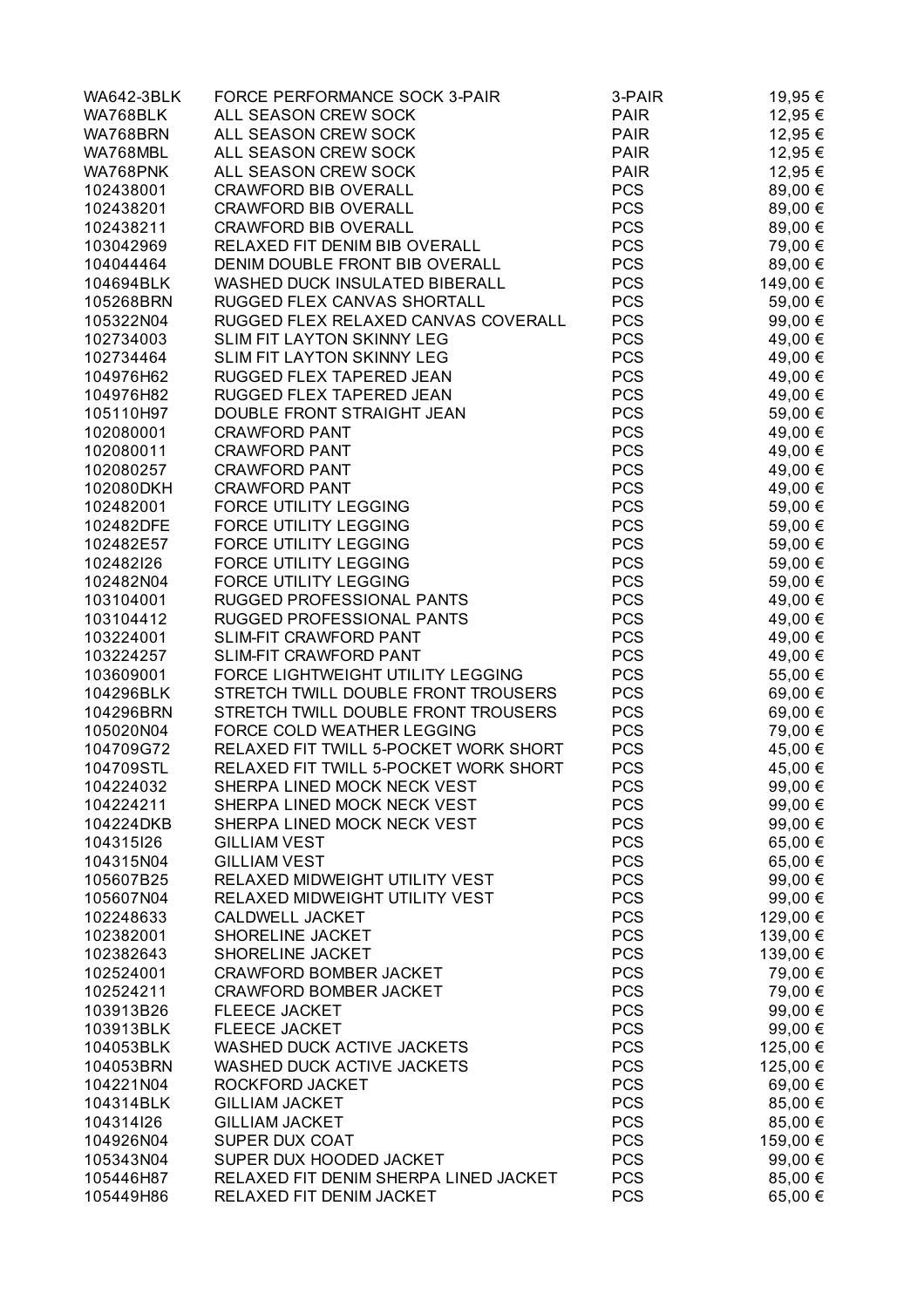| | | | |
|---|---|---|---|
| WA642-3BLK | FORCE PERFORMANCE SOCK 3-PAIR | 3-PAIR | 19,95 € |
| WA768BLK | ALL SEASON CREW SOCK | PAIR | 12,95 € |
| WA768BRN | ALL SEASON CREW SOCK | PAIR | 12,95 € |
| WA768MBL | ALL SEASON CREW SOCK | PAIR | 12,95 € |
| WA768PNK | ALL SEASON CREW SOCK | PAIR | 12,95 € |
| 102438001 | CRAWFORD BIB OVERALL | PCS | 89,00 € |
| 102438201 | CRAWFORD BIB OVERALL | PCS | 89,00 € |
| 102438211 | CRAWFORD BIB OVERALL | PCS | 89,00 € |
| 103042969 | RELAXED FIT DENIM BIB OVERALL | PCS | 79,00 € |
| 104044464 | DENIM DOUBLE FRONT BIB OVERALL | PCS | 89,00 € |
| 104694BLK | WASHED DUCK INSULATED BIBERALL | PCS | 149,00 € |
| 105268BRN | RUGGED FLEX CANVAS SHORTALL | PCS | 59,00 € |
| 105322N04 | RUGGED FLEX RELAXED CANVAS COVERALL | PCS | 99,00 € |
| 102734003 | SLIM FIT LAYTON SKINNY LEG | PCS | 49,00 € |
| 102734464 | SLIM FIT LAYTON SKINNY LEG | PCS | 49,00 € |
| 104976H62 | RUGGED FLEX TAPERED JEAN | PCS | 49,00 € |
| 104976H82 | RUGGED FLEX TAPERED JEAN | PCS | 49,00 € |
| 105110H97 | DOUBLE FRONT STRAIGHT JEAN | PCS | 59,00 € |
| 102080001 | CRAWFORD PANT | PCS | 49,00 € |
| 102080011 | CRAWFORD PANT | PCS | 49,00 € |
| 102080257 | CRAWFORD PANT | PCS | 49,00 € |
| 102080DKH | CRAWFORD PANT | PCS | 49,00 € |
| 102482001 | FORCE UTILITY LEGGING | PCS | 59,00 € |
| 102482DFE | FORCE UTILITY LEGGING | PCS | 59,00 € |
| 102482E57 | FORCE UTILITY LEGGING | PCS | 59,00 € |
| 102482I26 | FORCE UTILITY LEGGING | PCS | 59,00 € |
| 102482N04 | FORCE UTILITY LEGGING | PCS | 59,00 € |
| 103104001 | RUGGED PROFESSIONAL PANTS | PCS | 49,00 € |
| 103104412 | RUGGED PROFESSIONAL PANTS | PCS | 49,00 € |
| 103224001 | SLIM-FIT CRAWFORD PANT | PCS | 49,00 € |
| 103224257 | SLIM-FIT CRAWFORD PANT | PCS | 49,00 € |
| 103609001 | FORCE LIGHTWEIGHT UTILITY LEGGING | PCS | 55,00 € |
| 104296BLK | STRETCH TWILL DOUBLE FRONT TROUSERS | PCS | 69,00 € |
| 104296BRN | STRETCH TWILL DOUBLE FRONT TROUSERS | PCS | 69,00 € |
| 105020N04 | FORCE COLD WEATHER LEGGING | PCS | 79,00 € |
| 104709G72 | RELAXED FIT TWILL 5-POCKET WORK SHORT | PCS | 45,00 € |
| 104709STL | RELAXED FIT TWILL 5-POCKET WORK SHORT | PCS | 45,00 € |
| 104224032 | SHERPA LINED MOCK NECK VEST | PCS | 99,00 € |
| 104224211 | SHERPA LINED MOCK NECK VEST | PCS | 99,00 € |
| 104224DKB | SHERPA LINED MOCK NECK VEST | PCS | 99,00 € |
| 104315I26 | GILLIAM VEST | PCS | 65,00 € |
| 104315N04 | GILLIAM VEST | PCS | 65,00 € |
| 105607B25 | RELAXED MIDWEIGHT UTILITY VEST | PCS | 99,00 € |
| 105607N04 | RELAXED MIDWEIGHT UTILITY VEST | PCS | 99,00 € |
| 102248633 | CALDWELL JACKET | PCS | 129,00 € |
| 102382001 | SHORELINE JACKET | PCS | 139,00 € |
| 102382643 | SHORELINE JACKET | PCS | 139,00 € |
| 102524001 | CRAWFORD BOMBER JACKET | PCS | 79,00 € |
| 102524211 | CRAWFORD BOMBER JACKET | PCS | 79,00 € |
| 103913B26 | FLEECE JACKET | PCS | 99,00 € |
| 103913BLK | FLEECE JACKET | PCS | 99,00 € |
| 104053BLK | WASHED DUCK ACTIVE JACKETS | PCS | 125,00 € |
| 104053BRN | WASHED DUCK ACTIVE JACKETS | PCS | 125,00 € |
| 104221N04 | ROCKFORD JACKET | PCS | 69,00 € |
| 104314BLK | GILLIAM JACKET | PCS | 85,00 € |
| 104314I26 | GILLIAM JACKET | PCS | 85,00 € |
| 104926N04 | SUPER DUX COAT | PCS | 159,00 € |
| 105343N04 | SUPER DUX HOODED JACKET | PCS | 99,00 € |
| 105446H87 | RELAXED FIT DENIM SHERPA LINED JACKET | PCS | 85,00 € |
| 105449H86 | RELAXED FIT DENIM JACKET | PCS | 65,00 € |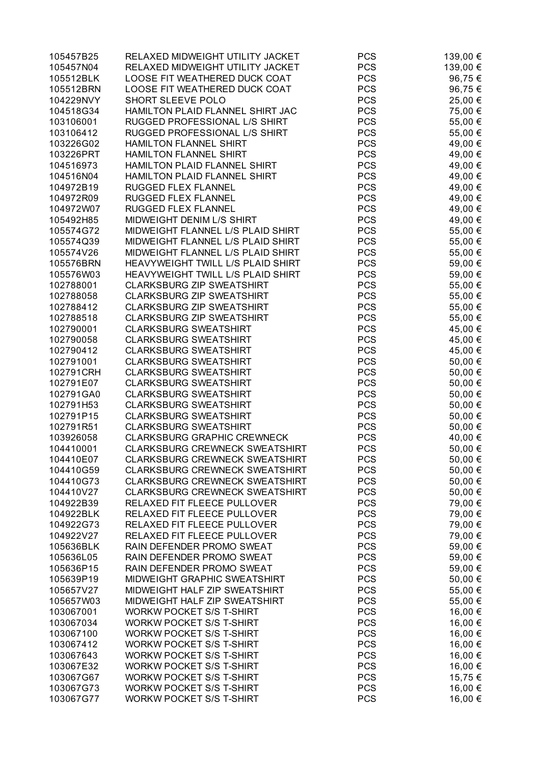| | | | |
|---|---|---|---|
| 105457B25 | RELAXED MIDWEIGHT UTILITY JACKET | PCS | 139,00 € |
| 105457N04 | RELAXED MIDWEIGHT UTILITY JACKET | PCS | 139,00 € |
| 105512BLK | LOOSE FIT WEATHERED DUCK COAT | PCS | 96,75 € |
| 105512BRN | LOOSE FIT WEATHERED DUCK COAT | PCS | 96,75 € |
| 104229NVY | SHORT SLEEVE POLO | PCS | 25,00 € |
| 104518G34 | HAMILTON PLAID FLANNEL SHIRT JAC | PCS | 75,00 € |
| 103106001 | RUGGED PROFESSIONAL L/S SHIRT | PCS | 55,00 € |
| 103106412 | RUGGED PROFESSIONAL L/S SHIRT | PCS | 55,00 € |
| 103226G02 | HAMILTON FLANNEL SHIRT | PCS | 49,00 € |
| 103226PRT | HAMILTON FLANNEL SHIRT | PCS | 49,00 € |
| 104516973 | HAMILTON PLAID FLANNEL SHIRT | PCS | 49,00 € |
| 104516N04 | HAMILTON PLAID FLANNEL SHIRT | PCS | 49,00 € |
| 104972B19 | RUGGED FLEX FLANNEL | PCS | 49,00 € |
| 104972R09 | RUGGED FLEX FLANNEL | PCS | 49,00 € |
| 104972W07 | RUGGED FLEX FLANNEL | PCS | 49,00 € |
| 105492H85 | MIDWEIGHT DENIM L/S SHIRT | PCS | 49,00 € |
| 105574G72 | MIDWEIGHT FLANNEL L/S PLAID SHIRT | PCS | 55,00 € |
| 105574Q39 | MIDWEIGHT FLANNEL L/S PLAID SHIRT | PCS | 55,00 € |
| 105574V26 | MIDWEIGHT FLANNEL L/S PLAID SHIRT | PCS | 55,00 € |
| 105576BRN | HEAVYWEIGHT TWILL L/S PLAID SHIRT | PCS | 59,00 € |
| 105576W03 | HEAVYWEIGHT TWILL L/S PLAID SHIRT | PCS | 59,00 € |
| 102788001 | CLARKSBURG ZIP SWEATSHIRT | PCS | 55,00 € |
| 102788058 | CLARKSBURG ZIP SWEATSHIRT | PCS | 55,00 € |
| 102788412 | CLARKSBURG ZIP SWEATSHIRT | PCS | 55,00 € |
| 102788518 | CLARKSBURG ZIP SWEATSHIRT | PCS | 55,00 € |
| 102790001 | CLARKSBURG SWEATSHIRT | PCS | 45,00 € |
| 102790058 | CLARKSBURG SWEATSHIRT | PCS | 45,00 € |
| 102790412 | CLARKSBURG SWEATSHIRT | PCS | 45,00 € |
| 102791001 | CLARKSBURG SWEATSHIRT | PCS | 50,00 € |
| 102791CRH | CLARKSBURG SWEATSHIRT | PCS | 50,00 € |
| 102791E07 | CLARKSBURG SWEATSHIRT | PCS | 50,00 € |
| 102791GA0 | CLARKSBURG SWEATSHIRT | PCS | 50,00 € |
| 102791H53 | CLARKSBURG SWEATSHIRT | PCS | 50,00 € |
| 102791P15 | CLARKSBURG SWEATSHIRT | PCS | 50,00 € |
| 102791R51 | CLARKSBURG SWEATSHIRT | PCS | 50,00 € |
| 103926058 | CLARKSBURG GRAPHIC CREWNECK | PCS | 40,00 € |
| 104410001 | CLARKSBURG CREWNECK SWEATSHIRT | PCS | 50,00 € |
| 104410E07 | CLARKSBURG CREWNECK SWEATSHIRT | PCS | 50,00 € |
| 104410G59 | CLARKSBURG CREWNECK SWEATSHIRT | PCS | 50,00 € |
| 104410G73 | CLARKSBURG CREWNECK SWEATSHIRT | PCS | 50,00 € |
| 104410V27 | CLARKSBURG CREWNECK SWEATSHIRT | PCS | 50,00 € |
| 104922B39 | RELAXED FIT FLEECE PULLOVER | PCS | 79,00 € |
| 104922BLK | RELAXED FIT FLEECE PULLOVER | PCS | 79,00 € |
| 104922G73 | RELAXED FIT FLEECE PULLOVER | PCS | 79,00 € |
| 104922V27 | RELAXED FIT FLEECE PULLOVER | PCS | 79,00 € |
| 105636BLK | RAIN DEFENDER PROMO SWEAT | PCS | 59,00 € |
| 105636L05 | RAIN DEFENDER PROMO SWEAT | PCS | 59,00 € |
| 105636P15 | RAIN DEFENDER PROMO SWEAT | PCS | 59,00 € |
| 105639P19 | MIDWEIGHT GRAPHIC SWEATSHIRT | PCS | 50,00 € |
| 105657V27 | MIDWEIGHT HALF ZIP SWEATSHIRT | PCS | 55,00 € |
| 105657W03 | MIDWEIGHT HALF ZIP SWEATSHIRT | PCS | 55,00 € |
| 103067001 | WORKW POCKET S/S T-SHIRT | PCS | 16,00 € |
| 103067034 | WORKW POCKET S/S T-SHIRT | PCS | 16,00 € |
| 103067100 | WORKW POCKET S/S T-SHIRT | PCS | 16,00 € |
| 103067412 | WORKW POCKET S/S T-SHIRT | PCS | 16,00 € |
| 103067643 | WORKW POCKET S/S T-SHIRT | PCS | 16,00 € |
| 103067E32 | WORKW POCKET S/S T-SHIRT | PCS | 16,00 € |
| 103067G67 | WORKW POCKET S/S T-SHIRT | PCS | 15,75 € |
| 103067G73 | WORKW POCKET S/S T-SHIRT | PCS | 16,00 € |
| 103067G77 | WORKW POCKET S/S T-SHIRT | PCS | 16,00 € |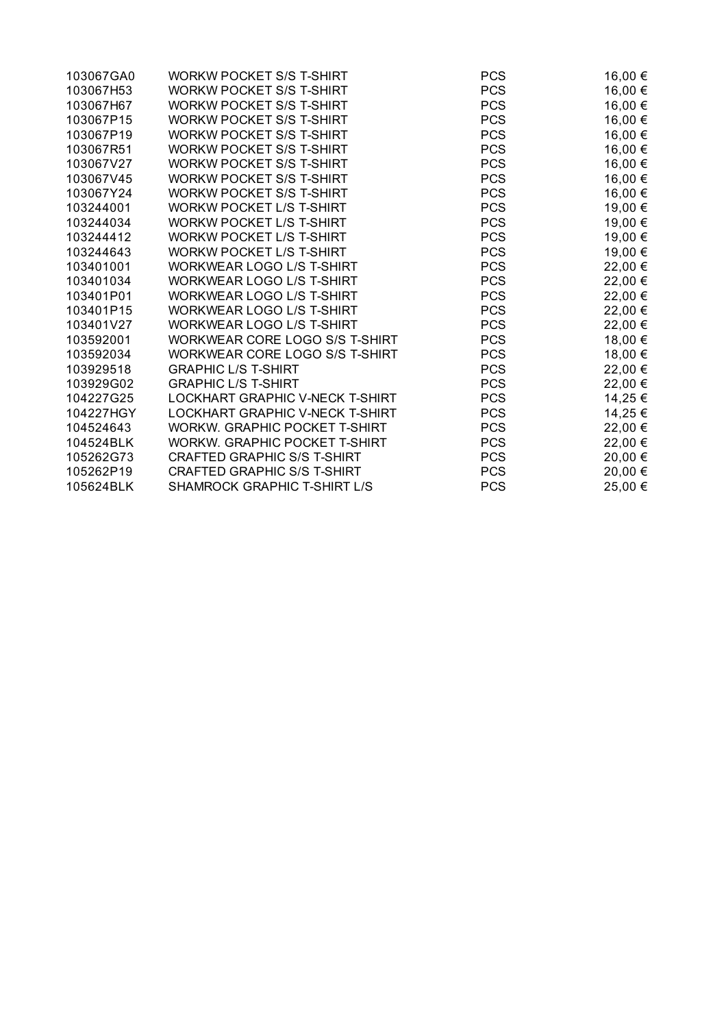| | | | |
|---|---|---|---|
| 103067GA0 | WORKW POCKET S/S T-SHIRT | PCS | 16,00 € |
| 103067H53 | WORKW POCKET S/S T-SHIRT | PCS | 16,00 € |
| 103067H67 | WORKW POCKET S/S T-SHIRT | PCS | 16,00 € |
| 103067P15 | WORKW POCKET S/S T-SHIRT | PCS | 16,00 € |
| 103067P19 | WORKW POCKET S/S T-SHIRT | PCS | 16,00 € |
| 103067R51 | WORKW POCKET S/S T-SHIRT | PCS | 16,00 € |
| 103067V27 | WORKW POCKET S/S T-SHIRT | PCS | 16,00 € |
| 103067V45 | WORKW POCKET S/S T-SHIRT | PCS | 16,00 € |
| 103067Y24 | WORKW POCKET S/S T-SHIRT | PCS | 16,00 € |
| 103244001 | WORKW POCKET L/S T-SHIRT | PCS | 19,00 € |
| 103244034 | WORKW POCKET L/S T-SHIRT | PCS | 19,00 € |
| 103244412 | WORKW POCKET L/S T-SHIRT | PCS | 19,00 € |
| 103244643 | WORKW POCKET L/S T-SHIRT | PCS | 19,00 € |
| 103401001 | WORKWEAR LOGO L/S T-SHIRT | PCS | 22,00 € |
| 103401034 | WORKWEAR LOGO L/S T-SHIRT | PCS | 22,00 € |
| 103401P01 | WORKWEAR LOGO L/S T-SHIRT | PCS | 22,00 € |
| 103401P15 | WORKWEAR LOGO L/S T-SHIRT | PCS | 22,00 € |
| 103401V27 | WORKWEAR LOGO L/S T-SHIRT | PCS | 22,00 € |
| 103592001 | WORKWEAR CORE LOGO S/S T-SHIRT | PCS | 18,00 € |
| 103592034 | WORKWEAR CORE LOGO S/S T-SHIRT | PCS | 18,00 € |
| 103929518 | GRAPHIC L/S T-SHIRT | PCS | 22,00 € |
| 103929G02 | GRAPHIC L/S T-SHIRT | PCS | 22,00 € |
| 104227G25 | LOCKHART GRAPHIC V-NECK T-SHIRT | PCS | 14,25 € |
| 104227HGY | LOCKHART GRAPHIC V-NECK T-SHIRT | PCS | 14,25 € |
| 104524643 | WORKW. GRAPHIC POCKET T-SHIRT | PCS | 22,00 € |
| 104524BLK | WORKW. GRAPHIC POCKET T-SHIRT | PCS | 22,00 € |
| 105262G73 | CRAFTED GRAPHIC S/S T-SHIRT | PCS | 20,00 € |
| 105262P19 | CRAFTED GRAPHIC S/S T-SHIRT | PCS | 20,00 € |
| 105624BLK | SHAMROCK GRAPHIC T-SHIRT L/S | PCS | 25,00 € |